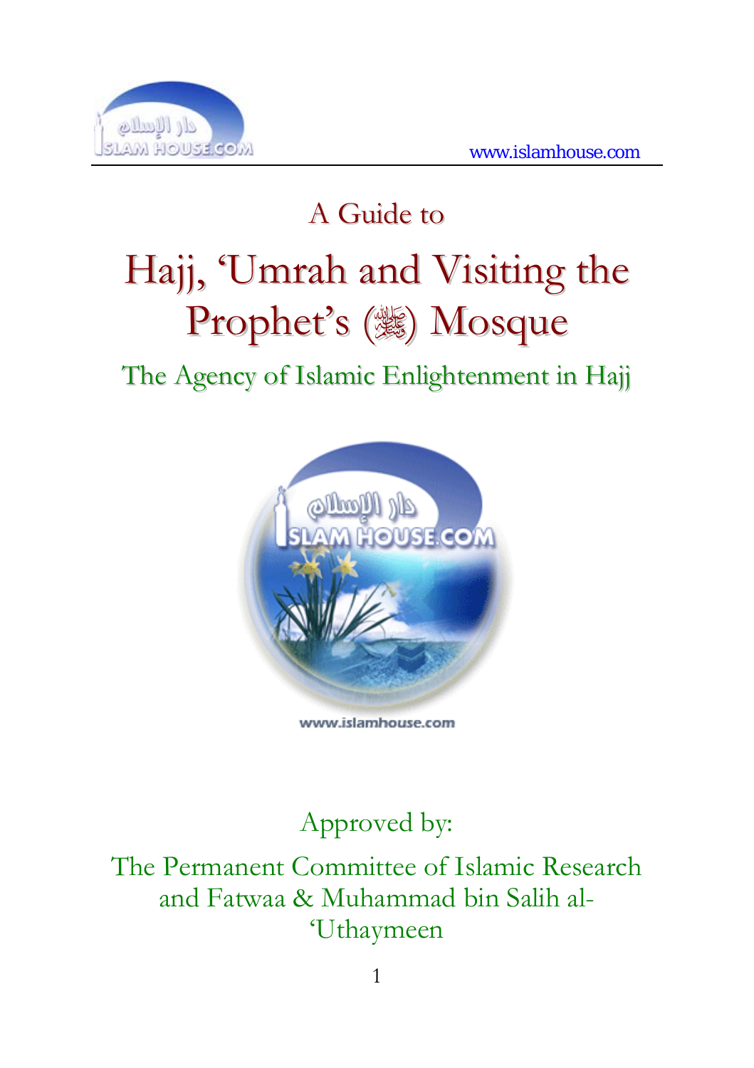A Guide to

# Hajj, 'Umrah and Visiting the Prophet's (ﷺ) Mosque

## The Agency of Islamic Enlightenment in Hajj

Approved by:

The Permanent Committee of Islamic Research and Fatwaa & Muhammad bin Salih al-'Uthaymeen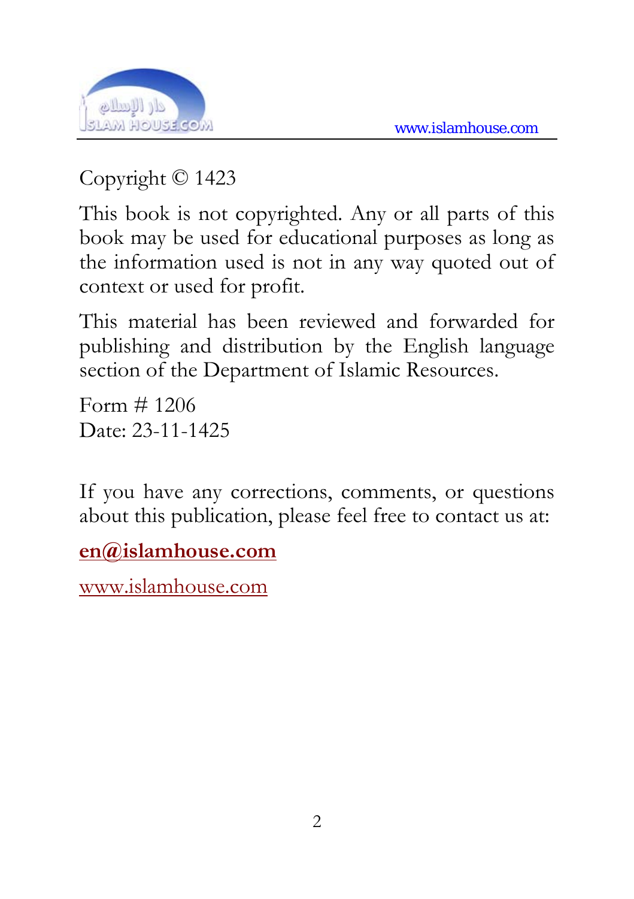Copyright © 1423

This book is not copyrighted. Any or all parts of this book may be used for educational purposes as long as the information used is not in any way quoted out of context or used for profit.

This material has been reviewed and forwarded for publishing and distribution by the English language section of the Department of Islamic Resources.

Form # 1206
Date: 23-11-1425

If you have any corrections, comments, or questions about this publication, please feel free to contact us at:

**en@islamhouse.com**

www.islamhouse.com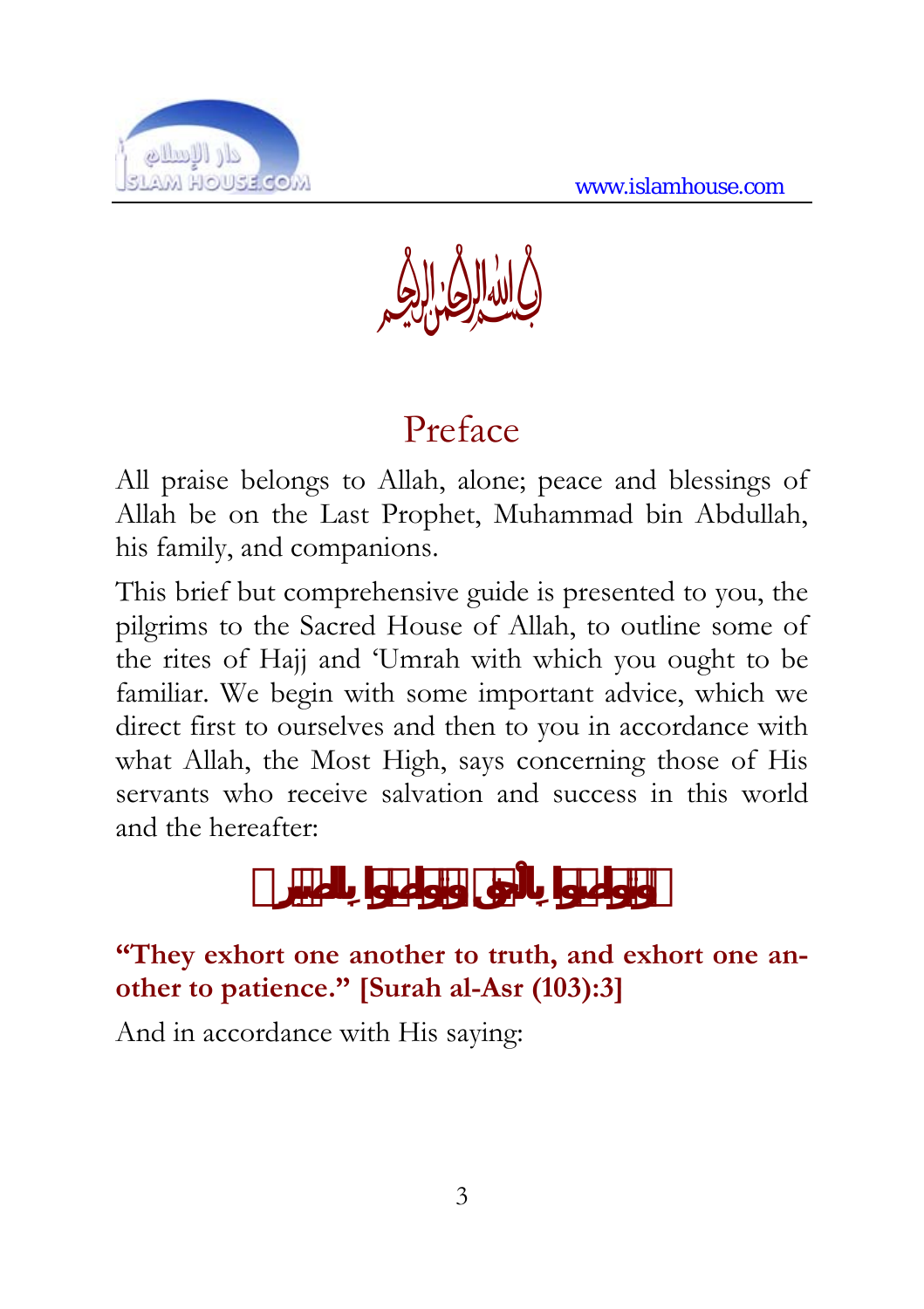# Preface

All praise belongs to Allah, alone; peace and blessings of Allah be on the Last Prophet, Muhammad bin Abdullah, his family, and companions.

This brief but comprehensive guide is presented to you, the pilgrims to the Sacred House of Allah, to outline some of the rites of Hajj and 'Umrah with which you ought to be familiar. We begin with some important advice, which we direct first to ourselves and then to you in accordance with what Allah, the Most High, says concerning those of His servants who receive salvation and success in this world and the hereafter:

﴿وَتَوَاصَوْا بِالْحَقِّ وَتَوَاصَوْا بِالصَّبْرِ﴾

**"They exhort one another to truth, and exhort one another to patience." [Surah al-Asr (103):3]**

And in accordance with His saying: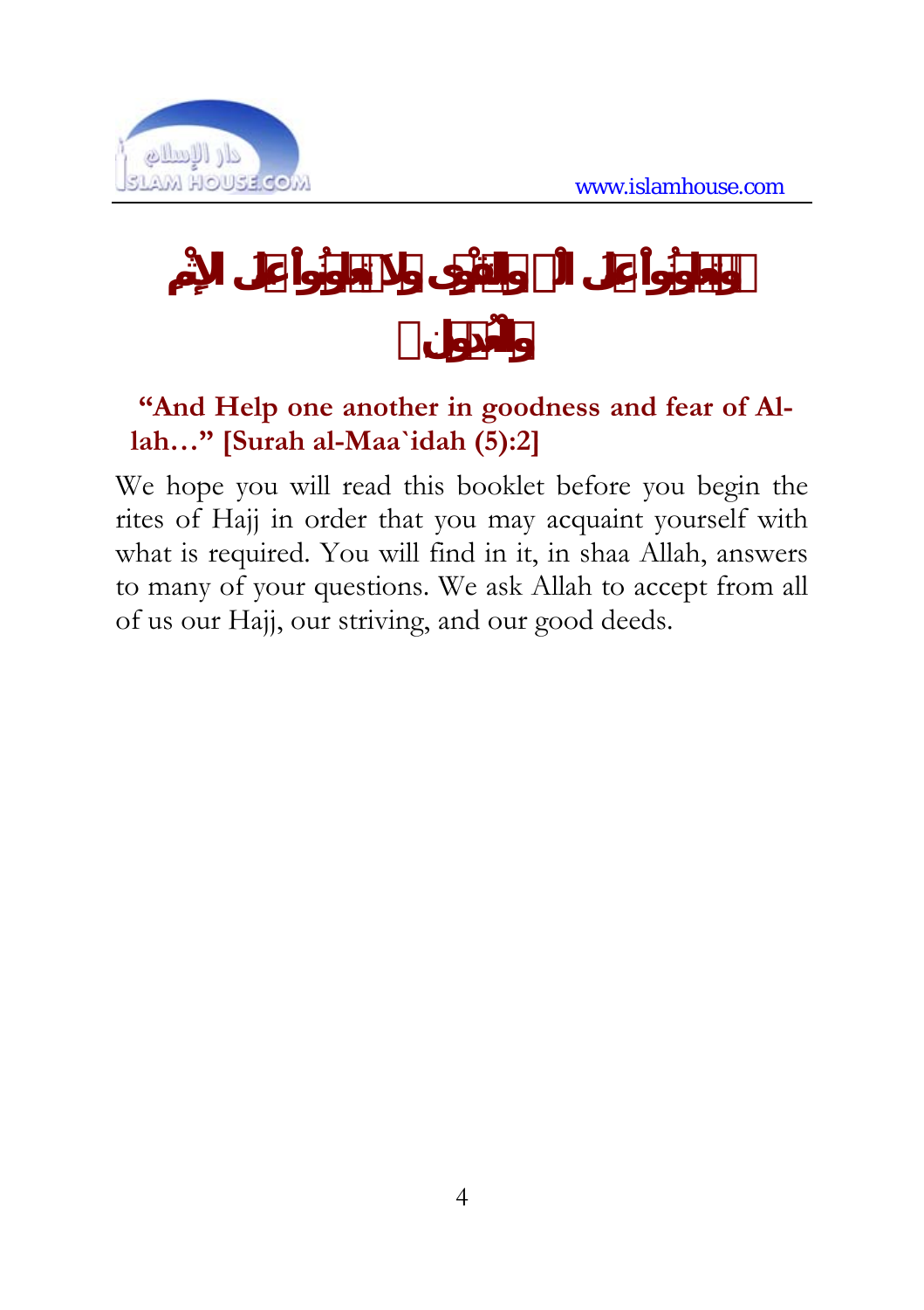**﴿وَتَعَاوَنُواْ عَلَى الْبرِّ وَالتَّقْوَى وَلاَ تَعَاوَنُواْ عَلَى الإِثْمِ وَالْعُدْوَانِ﴾**

**"And Help one another in goodness and fear of Allah…" [Surah al-Maa`idah (5):2]**

We hope you will read this booklet before you begin the rites of Hajj in order that you may acquaint yourself with what is required. You will find in it, in shaa Allah, answers to many of your questions. We ask Allah to accept from all of us our Hajj, our striving, and our good deeds.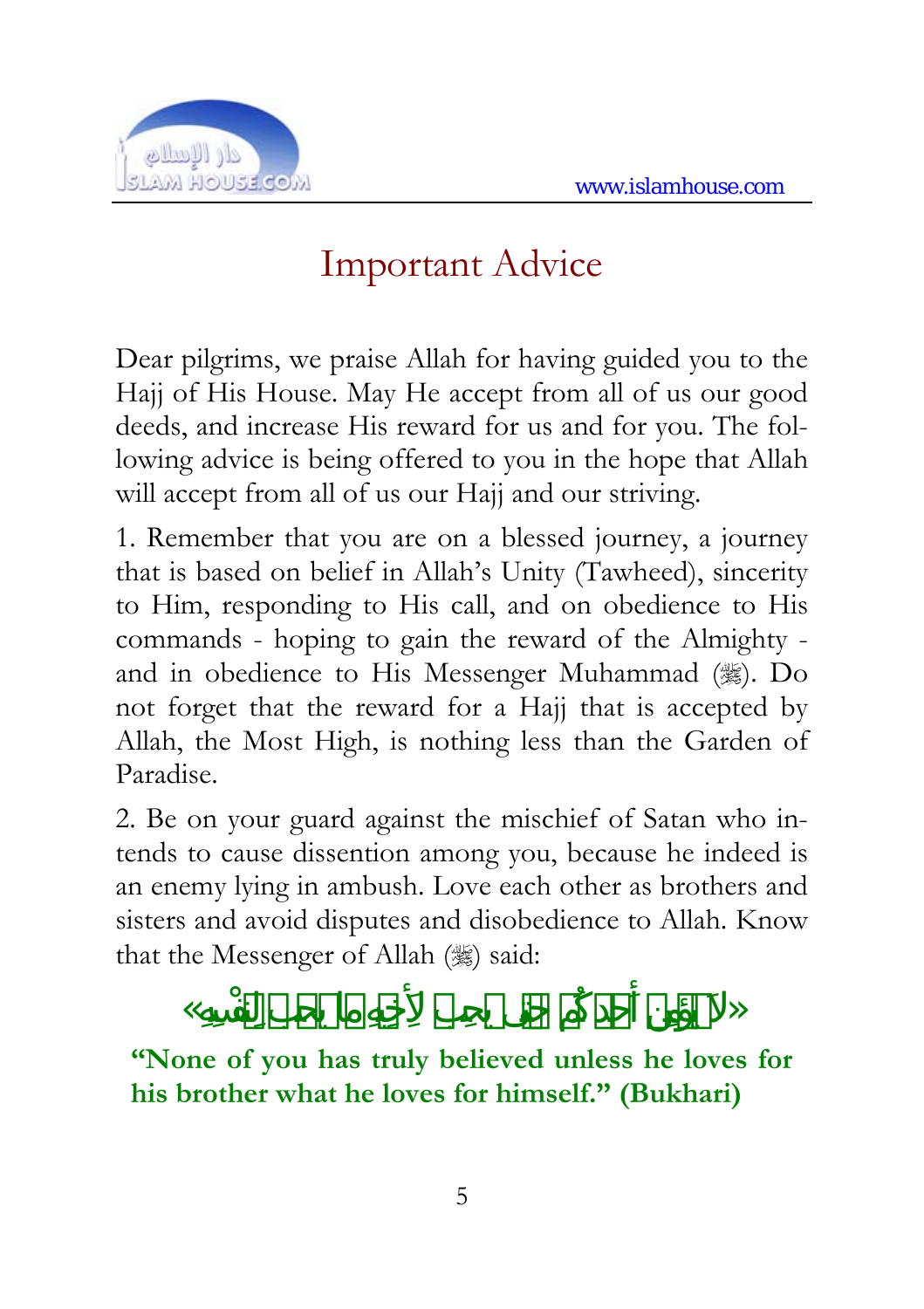# Important Advice

Dear pilgrims, we praise Allah for having guided you to the Hajj of His House. May He accept from all of us our good deeds, and increase His reward for us and for you. The following advice is being offered to you in the hope that Allah will accept from all of us our Hajj and our striving.

1. Remember that you are on a blessed journey, a journey that is based on belief in Allah's Unity (Tawheed), sincerity to Him, responding to His call, and on obedience to His commands - hoping to gain the reward of the Almighty - and in obedience to His Messenger Muhammad (ﷺ). Do not forget that the reward for a Hajj that is accepted by Allah, the Most High, is nothing less than the Garden of Paradise.

2. Be on your guard against the mischief of Satan who intends to cause dissention among you, because he indeed is an enemy lying in ambush. Love each other as brothers and sisters and avoid disputes and disobedience to Allah. Know that the Messenger of Allah (ﷺ) said:

«لا يُؤْمِنُ أَحَدُكُمْ حَتَّى يُحِبَّ لِأَخِيهِ مَا يُحِبُّ لِنَفْسِهِ»

**"None of you has truly believed unless he loves for his brother what he loves for himself." (Bukhari)**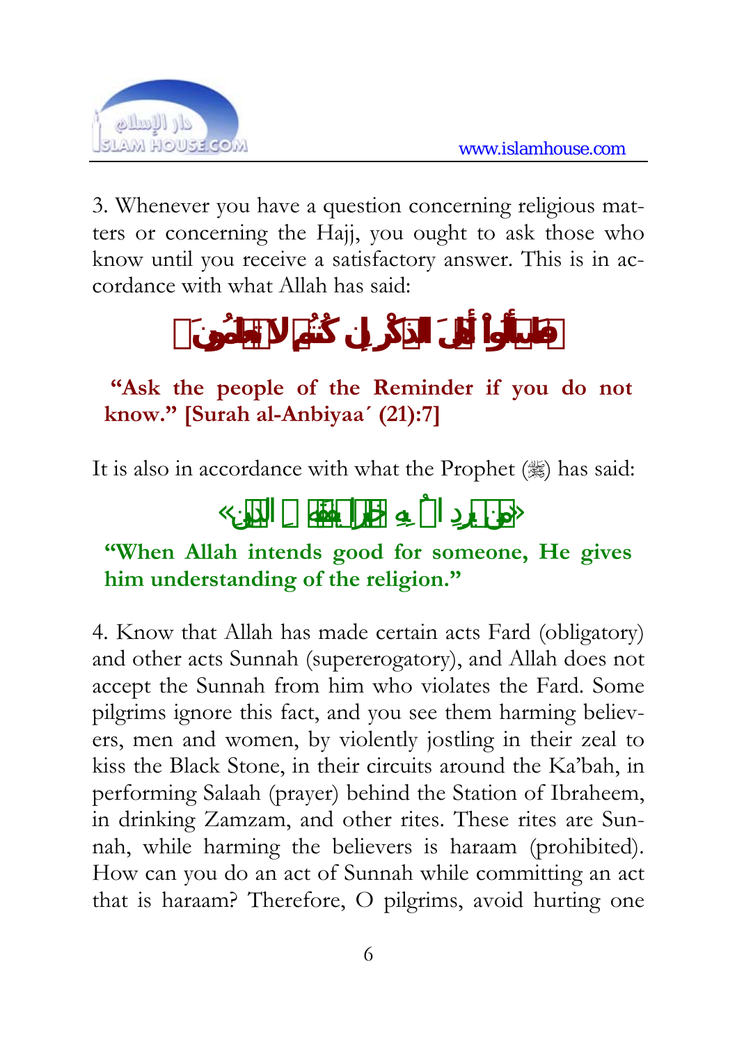3. Whenever you have a question concerning religious matters or concerning the Hajj, you ought to ask those who know until you receive a satisfactory answer. This is in accordance with what Allah has said:

﴿فَاسْأَلُوٓاْ أَهْلَ ٱلذِّكْرِ إِن كُنتُمْ لَا تَعْلَمُونَ﴾

**"Ask the people of the Reminder if you do not know." [Surah al-Anbiyaa´ (21):7]**

It is also in accordance with what the Prophet (ﷺ) has said:

«مَن يُرِدِ اللَّهُ بِهِ خَيْرًا يُفَقِّهْهُ فِي الدِّينِ»

**"When Allah intends good for someone, He gives him understanding of the religion."**

4. Know that Allah has made certain acts Fard (obligatory) and other acts Sunnah (supererogatory), and Allah does not accept the Sunnah from him who violates the Fard. Some pilgrims ignore this fact, and you see them harming believers, men and women, by violently jostling in their zeal to kiss the Black Stone, in their circuits around the Ka'bah, in performing Salaah (prayer) behind the Station of Ibraheem, in drinking Zamzam, and other rites. These rites are Sunnah, while harming the believers is haraam (prohibited). How can you do an act of Sunnah while committing an act that is haraam? Therefore, O pilgrims, avoid hurting one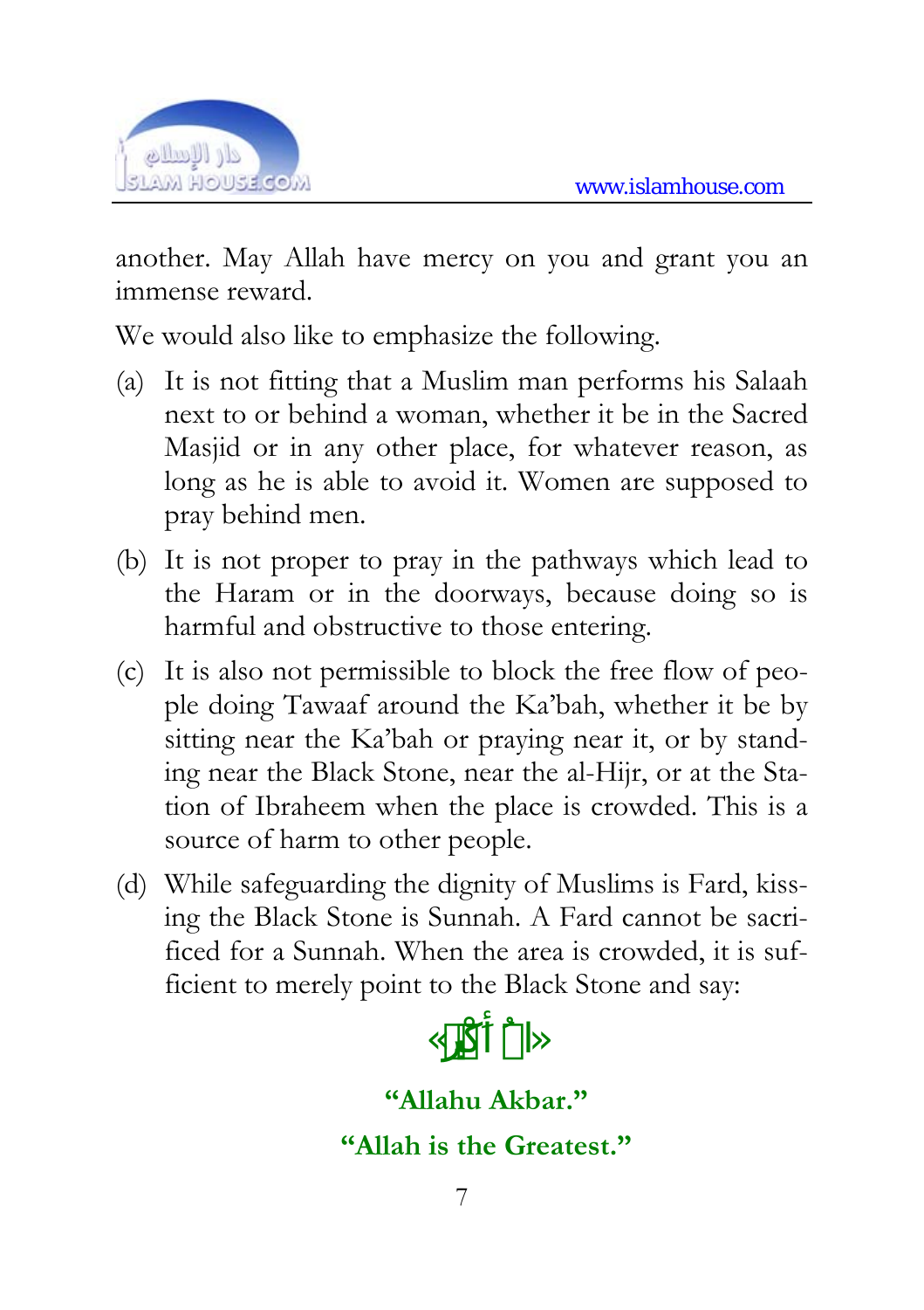another. May Allah have mercy on you and grant you an immense reward.

We would also like to emphasize the following.

(a) It is not fitting that a Muslim man performs his Salaah next to or behind a woman, whether it be in the Sacred Masjid or in any other place, for whatever reason, as long as he is able to avoid it. Women are supposed to pray behind men.

(b) It is not proper to pray in the pathways which lead to the Haram or in the doorways, because doing so is harmful and obstructive to those entering.

(c) It is also not permissible to block the free flow of people doing Tawaaf around the Ka'bah, whether it be by sitting near the Ka'bah or praying near it, or by standing near the Black Stone, near the al-Hijr, or at the Station of Ibraheem when the place is crowded. This is a source of harm to other people.

(d) While safeguarding the dignity of Muslims is Fard, kissing the Black Stone is Sunnah. A Fard cannot be sacrificed for a Sunnah. When the area is crowded, it is sufficient to merely point to the Black Stone and say:

«اللهُ أَكْبَرُ»

**"Allahu Akbar."**

**"Allah is the Greatest."**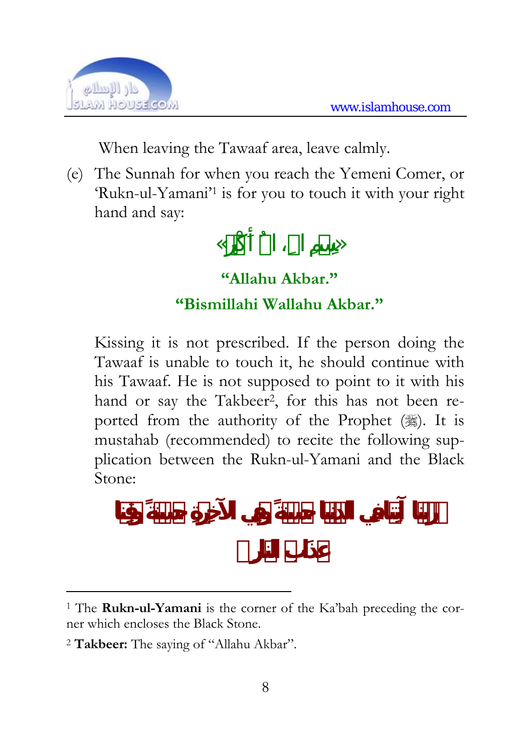When leaving the Tawaaf area, leave calmly.

(e) The Sunnah for when you reach the Yemeni Comer, or 'Rukn-ul-Yamani'[1] is for you to touch it with your right hand and say:

«بِسمِ اللهِ، اللهُ أكْبَر»

**"Allahu Akbar."**

**"Bismillahi Wallahu Akbar."**

Kissing it is not prescribed. If the person doing the Tawaaf is unable to touch it, he should continue with his Tawaaf. He is not supposed to point to it with his hand or say the Takbeer[2], for this has not been reported from the authority of the Prophet (ﷺ). It is mustahab (recommended) to recite the following supplication between the Rukn-ul-Yamani and the Black Stone:

**﴿رَبَّنَا آتِنَا فِي الدُّنْيَا حَسَنَةً وَفِي الآخِرَةِ حَسَنَةً وَقِنَا عَذَابَ النَّارِ﴾**

---

[1] The **Rukn-ul-Yamani** is the corner of the Ka'bah preceding the corner which encloses the Black Stone.

[2] **Takbeer:** The saying of "Allahu Akbar".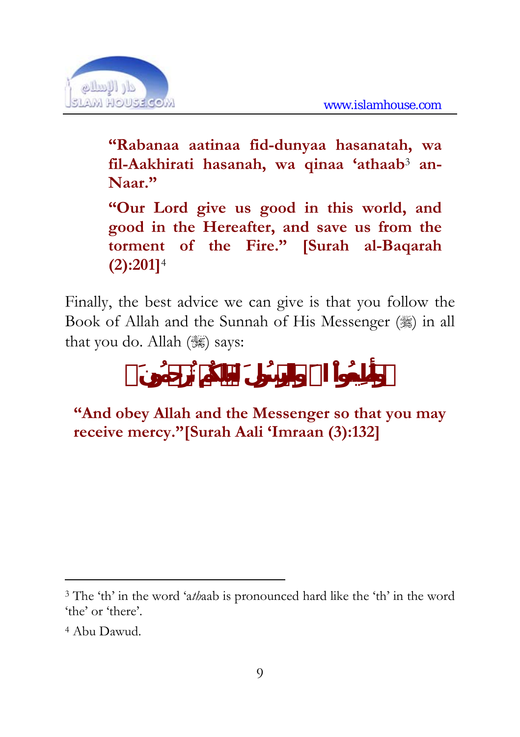**"Rabanaa aatinaa fid-dunyaa hasanatah, wa fil-Aakhirati hasanah, wa qinaa 'athaab[3] an-Naar."**

**"Our Lord give us good in this world, and good in the Hereafter, and save us from the torment of the Fire." [Surah al-Baqarah (2):201][4]**

Finally, the best advice we can give is that you follow the Book of Allah and the Sunnah of His Messenger (ﷺ) in all that you do. Allah (ﷻ) says:

﴿وَأَطِيعُواْ ٱللَّهَ وَٱلرَّسُولَ لَعَلَّكُمۡ تُرۡحَمُونَ﴾

**"And obey Allah and the Messenger so that you may receive mercy."[Surah Aali 'Imraan (3):132]**

---

[3] The 'th' in the word 'a*th*aab is pronounced hard like the 'th' in the word 'the' or 'there'.

[4] Abu Dawud.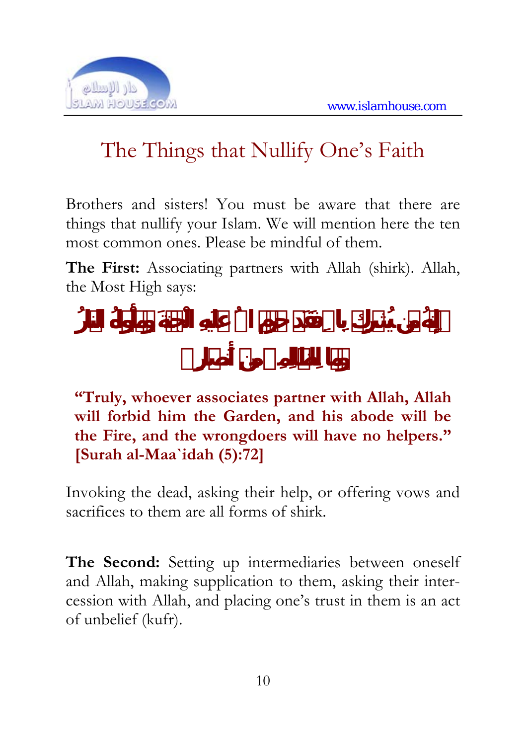# The Things that Nullify One's Faith

Brothers and sisters! You must be aware that there are things that nullify your Islam. We will mention here the ten most common ones. Please be mindful of them.

**The First:** Associating partners with Allah (shirk). Allah, the Most High says:

﴿إِنَّهُ مَن يُشْرِكْ بِاللَّهِ فَقَدْ حَرَّمَ اللَّهُ عَلَيْهِ الْجَنَّةَ وَمَأْوَاهُ النَّارُ وَمَا لِلظَّالِمِينَ مِنْ أَنصَارٍ﴾

**"Truly, whoever associates partner with Allah, Allah will forbid him the Garden, and his abode will be the Fire, and the wrongdoers will have no helpers." [Surah al-Maa`idah (5):72]**

Invoking the dead, asking their help, or offering vows and sacrifices to them are all forms of shirk.

**The Second:** Setting up intermediaries between oneself and Allah, making supplication to them, asking their intercession with Allah, and placing one's trust in them is an act of unbelief (kufr).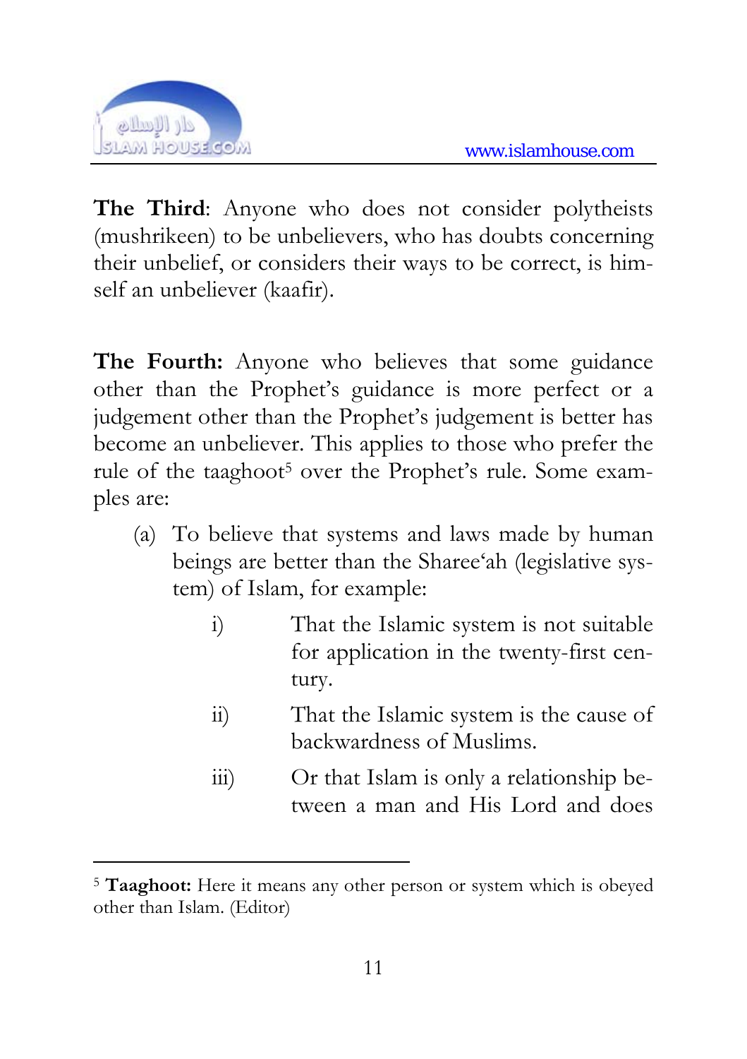**The Third**: Anyone who does not consider polytheists (mushrikeen) to be unbelievers, who has doubts concerning their unbelief, or considers their ways to be correct, is himself an unbeliever (kaafir).

**The Fourth:** Anyone who believes that some guidance other than the Prophet's guidance is more perfect or a judgement other than the Prophet's judgement is better has become an unbeliever. This applies to those who prefer the rule of the taaghoot[5] over the Prophet's rule. Some examples are:

(a) To believe that systems and laws made by human beings are better than the Sharee'ah (legislative system) of Islam, for example:

  i) That the Islamic system is not suitable for application in the twenty-first century.

  ii) That the Islamic system is the cause of backwardness of Muslims.

  iii) Or that Islam is only a relationship between a man and His Lord and does

---

[5] **Taaghoot:** Here it means any other person or system which is obeyed other than Islam. (Editor)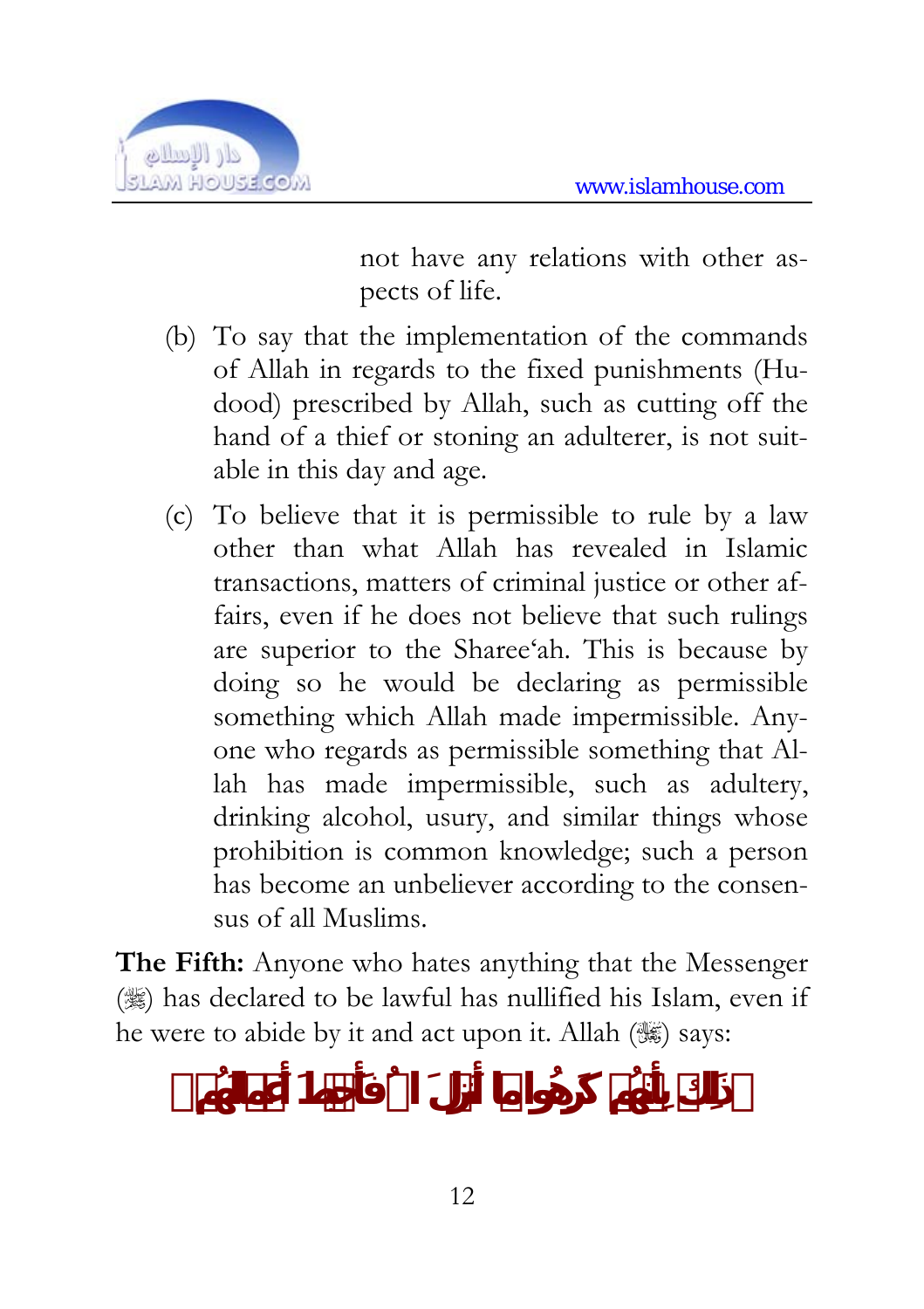not have any relations with other aspects of life.

(b) To say that the implementation of the commands of Allah in regards to the fixed punishments (Hudood) prescribed by Allah, such as cutting off the hand of a thief or stoning an adulterer, is not suitable in this day and age.

(c) To believe that it is permissible to rule by a law other than what Allah has revealed in Islamic transactions, matters of criminal justice or other affairs, even if he does not believe that such rulings are superior to the Sharee'ah. This is because by doing so he would be declaring as permissible something which Allah made impermissible. Anyone who regards as permissible something that Allah has made impermissible, such as adultery, drinking alcohol, usury, and similar things whose prohibition is common knowledge; such a person has become an unbeliever according to the consensus of all Muslims.

**The Fifth:** Anyone who hates anything that the Messenger (ﷺ) has declared to be lawful has nullified his Islam, even if he were to abide by it and act upon it. Allah (ﷻ) says:

﴿ذَٰلِكَ بِأَنَّهُمْ كَرِهُوا مَا أَنزَلَ اللَّهُ فَأَحْبَطَ أَعْمَالَهُمْ﴾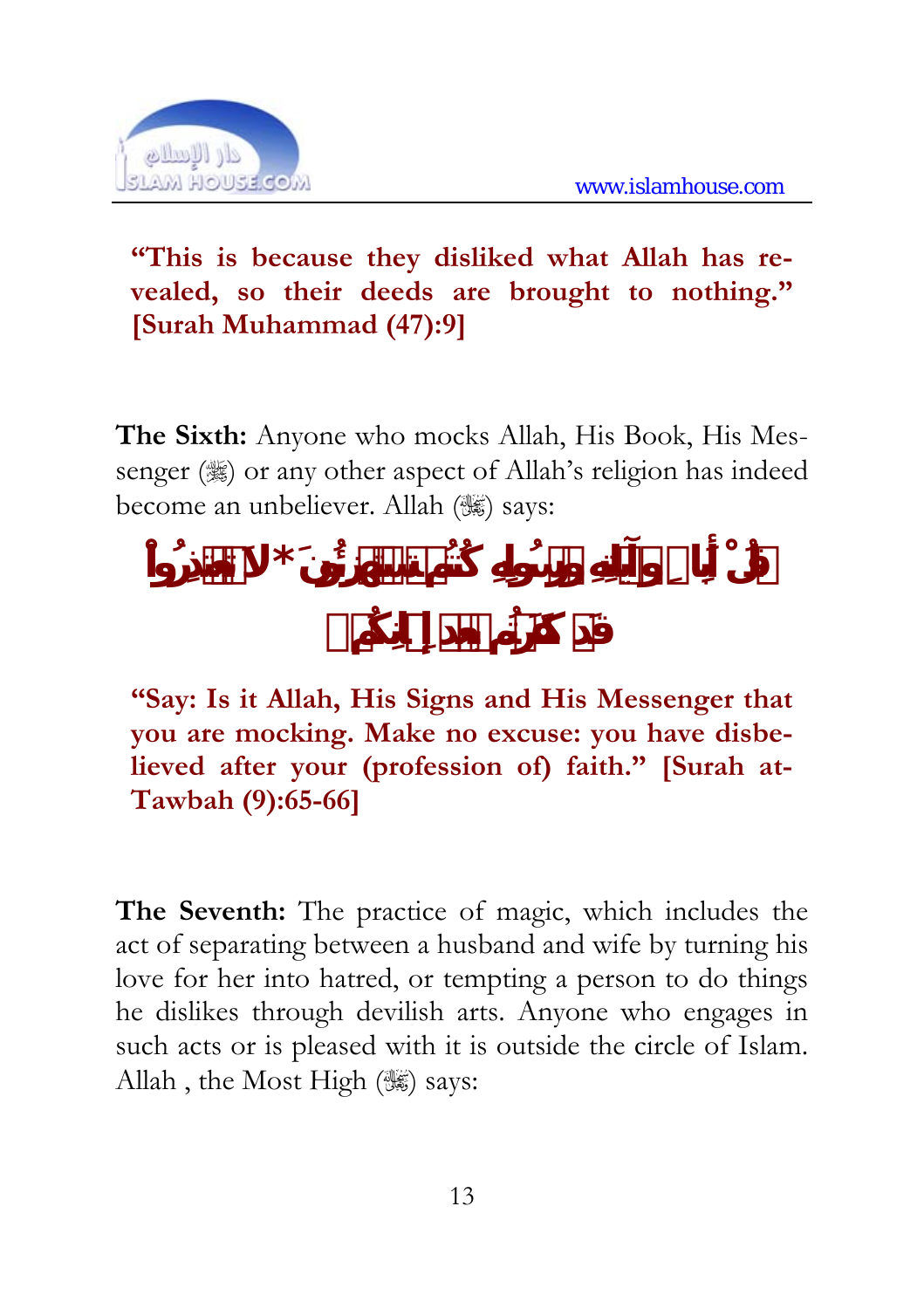**"This is because they disliked what Allah has revealed, so their deeds are brought to nothing." [Surah Muhammad (47):9]**

**The Sixth:** Anyone who mocks Allah, His Book, His Messenger (ﷺ) or any other aspect of Allah's religion has indeed become an unbeliever. Allah (ﷻ) says:

﴿قُلْ أَبِاللَّهِ وَآيَاتِهِ وَرَسُولِهِ كُنتُمْ تَسْتَهْزِئُونَ * لَا تَعْتَذِرُوا قَدْ كَفَرْتُم بَعْدَ إِيمَانِكُمْ﴾

**"Say: Is it Allah, His Signs and His Messenger that you are mocking. Make no excuse: you have disbelieved after your (profession of) faith." [Surah at-Tawbah (9):65-66]**

**The Seventh:** The practice of magic, which includes the act of separating between a husband and wife by turning his love for her into hatred, or tempting a person to do things he dislikes through devilish arts. Anyone who engages in such acts or is pleased with it is outside the circle of Islam. Allah , the Most High (ﷻ) says: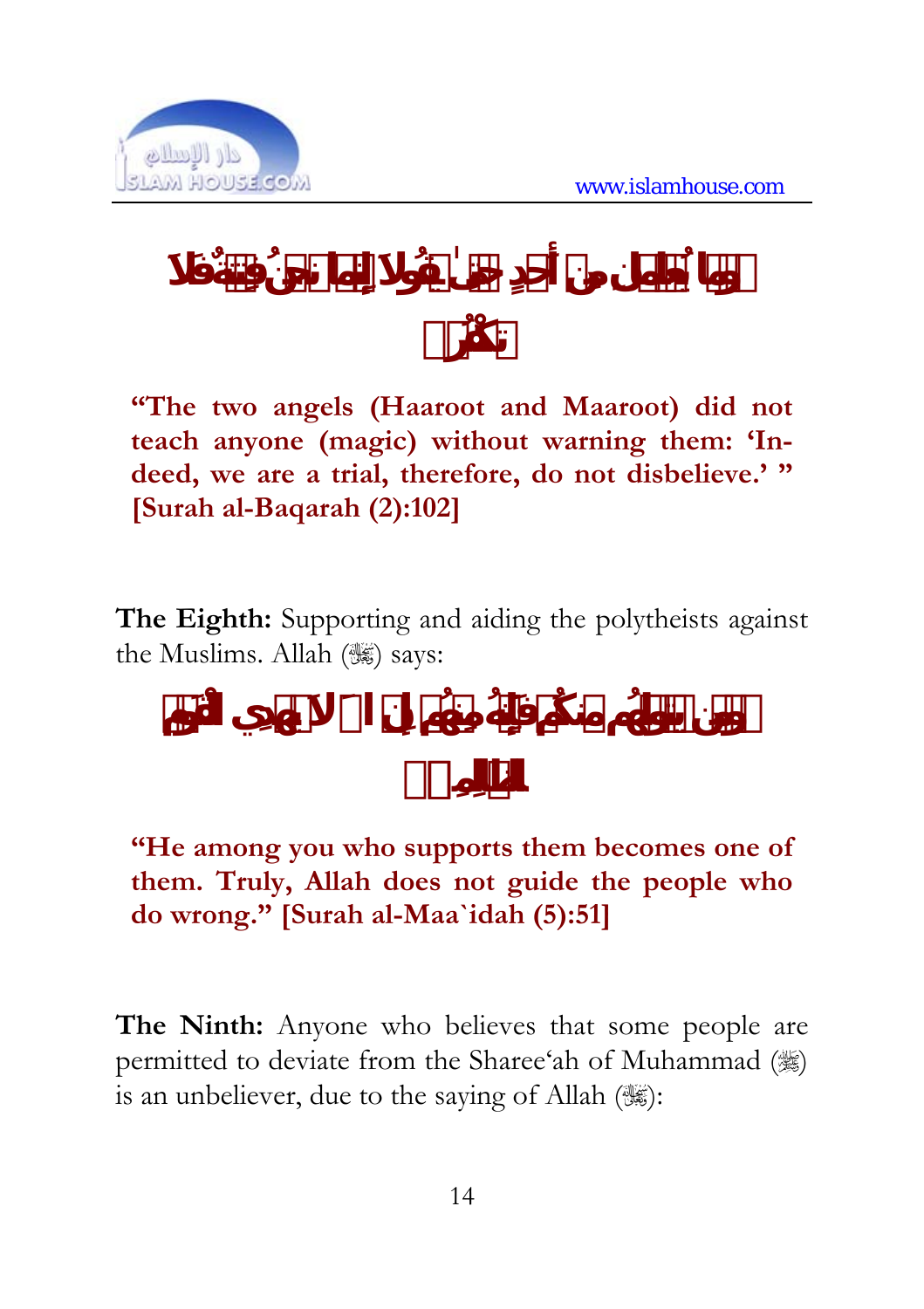﴿وَمَا يُعَلِّمَانِ مِنْ أَحَدٍ حَتَّىٰ يَقُولَا إِنَّمَا نَحْنُ فِتْنَةٌ فَلَا تَكْفُرْ﴾

**"The two angels (Haaroot and Maaroot) did not teach anyone (magic) without warning them: 'Indeed, we are a trial, therefore, do not disbelieve.' " [Surah al-Baqarah (2):102]**

**The Eighth:** Supporting and aiding the polytheists against the Muslims. Allah (ﷻ) says:

﴿وَمَن يَتَوَلَّهُم مِّنكُمْ فَإِنَّهُ مِنْهُمْ إِنَّ اللَّهَ لَا يَهْدِي الْقَوْمَ الظَّالِمِينَ﴾

**"He among you who supports them becomes one of them. Truly, Allah does not guide the people who do wrong." [Surah al-Maa`idah (5):51]**

**The Ninth:** Anyone who believes that some people are permitted to deviate from the Sharee'ah of Muhammad (ﷺ) is an unbeliever, due to the saying of Allah (ﷻ):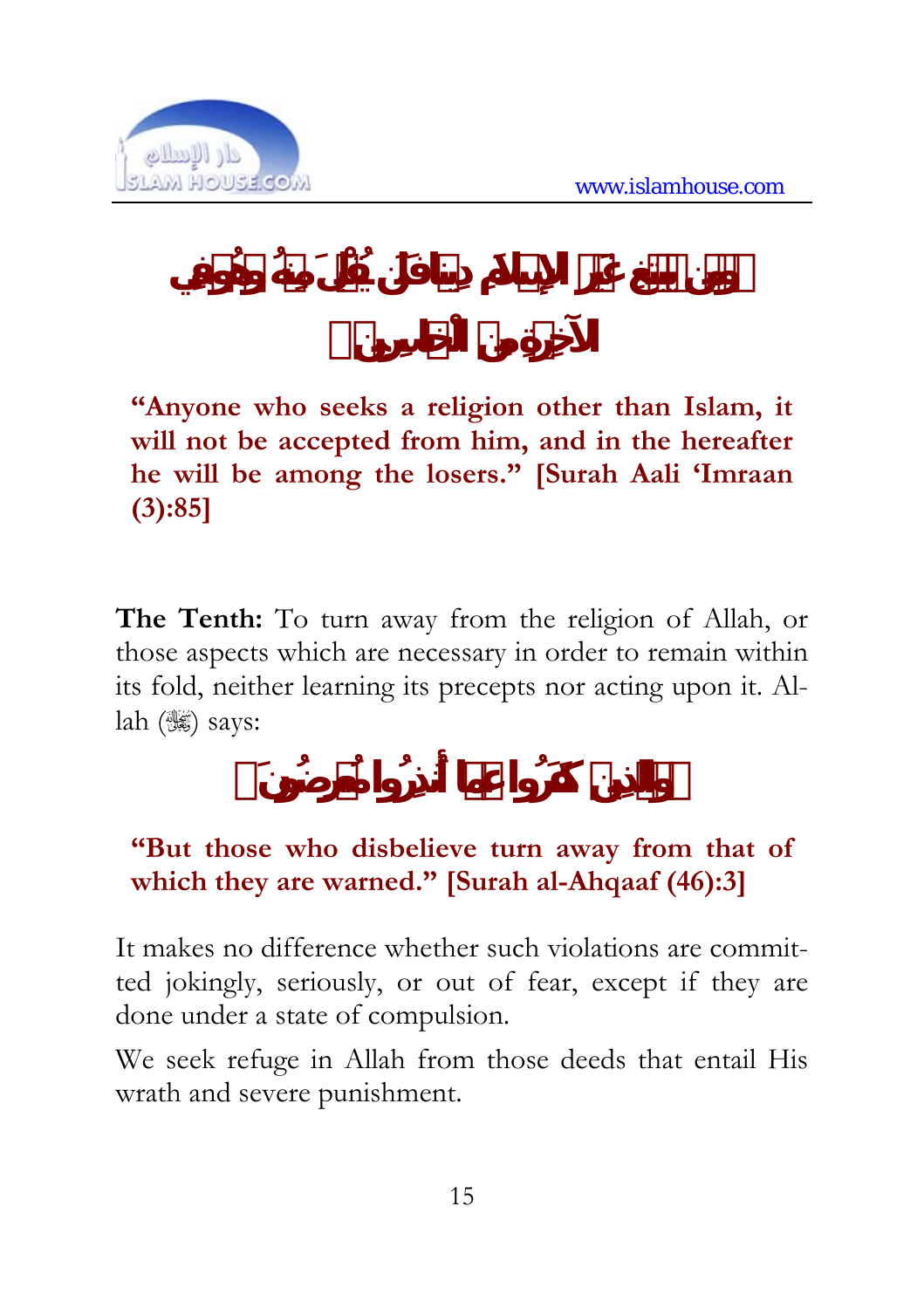﴿وَمَن يَبْتَغِ غَيْرَ الْإِسْلَامِ دِينًا فَلَن يُقْبَلَ مِنْهُ وَهُوَ فِي الْآخِرَةِ مِنَ الْخَاسِرِينَ﴾

**"Anyone who seeks a religion other than Islam, it will not be accepted from him, and in the hereafter he will be among the losers." [Surah Aali 'Imraan (3):85]**

**The Tenth:** To turn away from the religion of Allah, or those aspects which are necessary in order to remain within its fold, neither learning its precepts nor acting upon it. Allah (ﷻ) says:

﴿وَالَّذِينَ كَفَرُوا عَمَّا أُنذِرُوا مُعْرِضُونَ﴾

**"But those who disbelieve turn away from that of which they are warned." [Surah al-Ahqaaf (46):3]**

It makes no difference whether such violations are committed jokingly, seriously, or out of fear, except if they are done under a state of compulsion.

We seek refuge in Allah from those deeds that entail His wrath and severe punishment.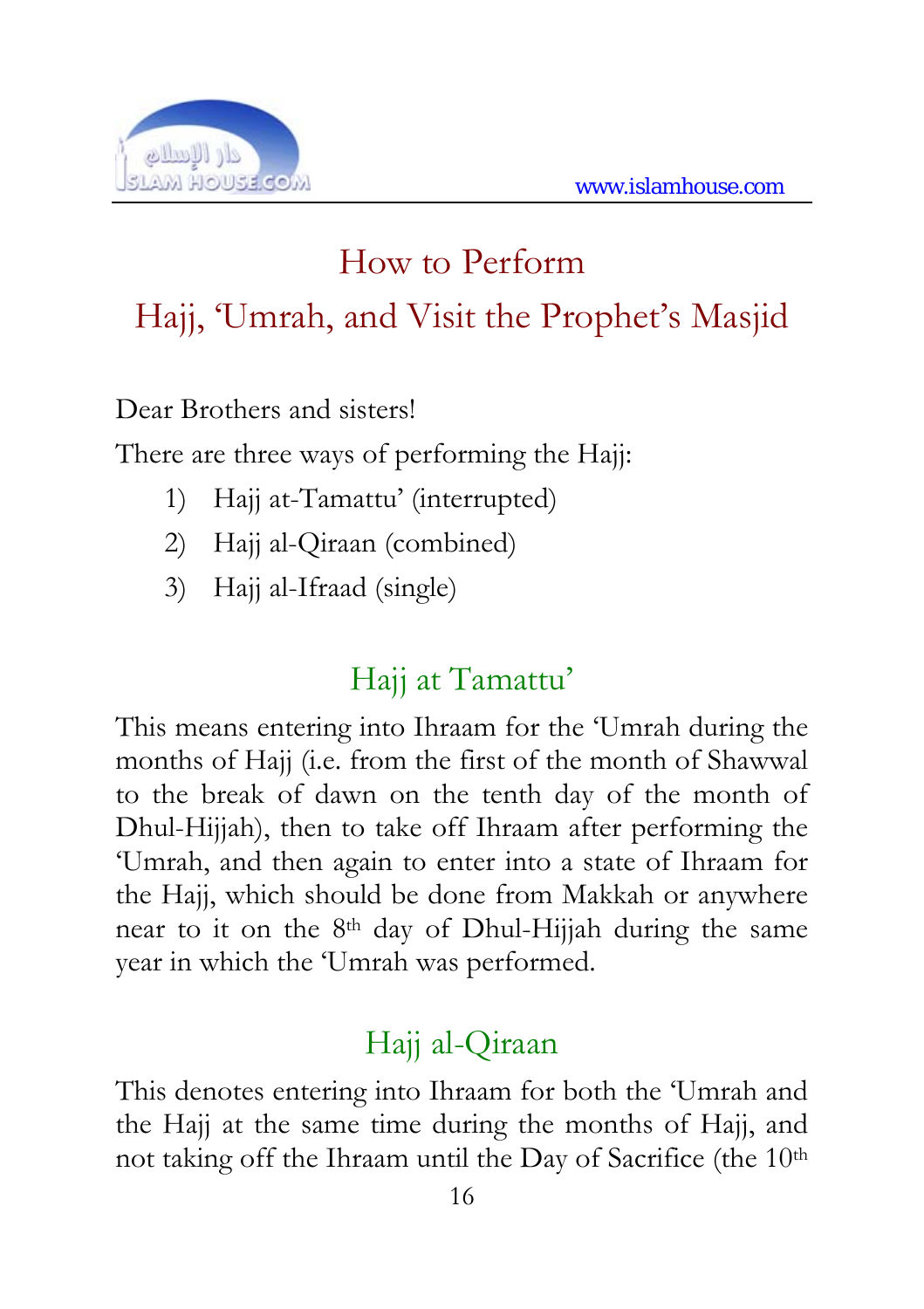# How to Perform Hajj, 'Umrah, and Visit the Prophet's Masjid

Dear Brothers and sisters!

There are three ways of performing the Hajj:

1) Hajj at-Tamattu' (interrupted)
2) Hajj al-Qiraan (combined)
3) Hajj al-Ifraad (single)

## Hajj at Tamattu'

This means entering into Ihraam for the 'Umrah during the months of Hajj (i.e. from the first of the month of Shawwal to the break of dawn on the tenth day of the month of Dhul-Hijjah), then to take off Ihraam after performing the 'Umrah, and then again to enter into a state of Ihraam for the Hajj, which should be done from Makkah or anywhere near to it on the 8th day of Dhul-Hijjah during the same year in which the 'Umrah was performed.

## Hajj al-Qiraan

This denotes entering into Ihraam for both the 'Umrah and the Hajj at the same time during the months of Hajj, and not taking off the Ihraam until the Day of Sacrifice (the 10th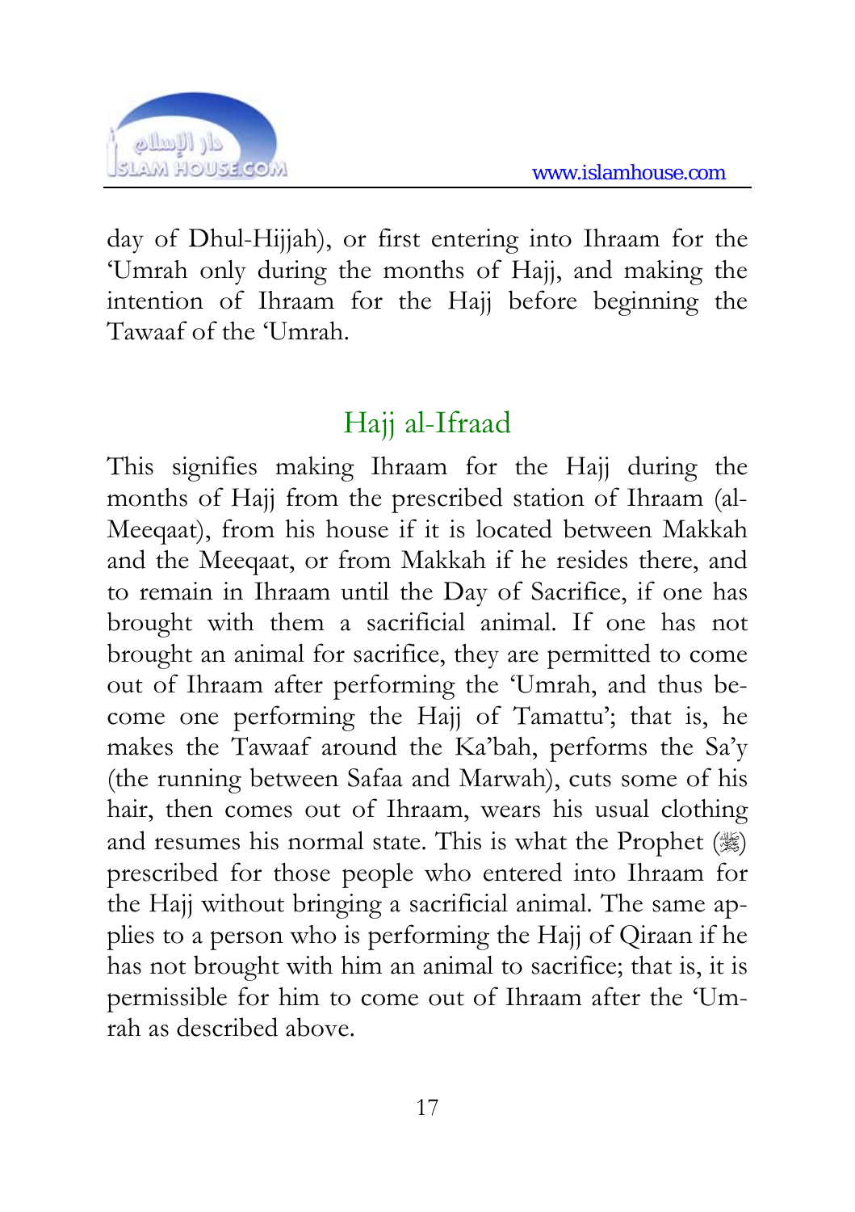day of Dhul-Hijjah), or first entering into Ihraam for the ‘Umrah only during the months of Hajj, and making the intention of Ihraam for the Hajj before beginning the Tawaaf of the ‘Umrah.

## Hajj al-Ifraad

This signifies making Ihraam for the Hajj during the months of Hajj from the prescribed station of Ihraam (al-Meeqaat), from his house if it is located between Makkah and the Meeqaat, or from Makkah if he resides there, and to remain in Ihraam until the Day of Sacrifice, if one has brought with them a sacrificial animal. If one has not brought an animal for sacrifice, they are permitted to come out of Ihraam after performing the ‘Umrah, and thus become one performing the Hajj of Tamattu’; that is, he makes the Tawaaf around the Ka’bah, performs the Sa’y (the running between Safaa and Marwah), cuts some of his hair, then comes out of Ihraam, wears his usual clothing and resumes his normal state. This is what the Prophet (ﷺ) prescribed for those people who entered into Ihraam for the Hajj without bringing a sacrificial animal. The same applies to a person who is performing the Hajj of Qiraan if he has not brought with him an animal to sacrifice; that is, it is permissible for him to come out of Ihraam after the ‘Umrah as described above.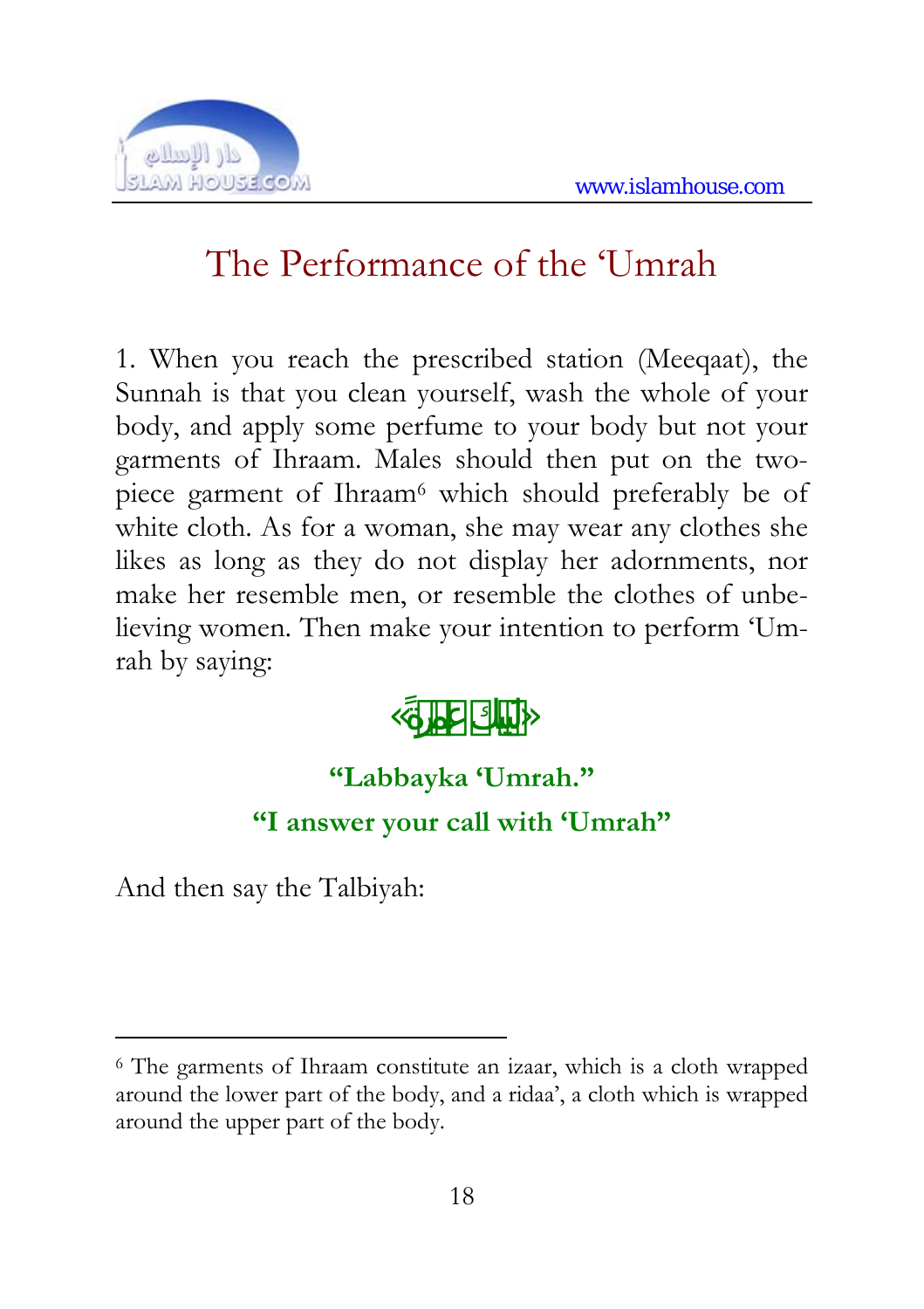# The Performance of the 'Umrah

1. When you reach the prescribed station (Meeqaat), the Sunnah is that you clean yourself, wash the whole of your body, and apply some perfume to your body but not your garments of Ihraam. Males should then put on the two-piece garment of Ihraam[6] which should preferably be of white cloth. As for a woman, she may wear any clothes she likes as long as they do not display her adornments, nor make her resemble men, or resemble the clothes of unbelieving women. Then make your intention to perform 'Umrah by saying:

«لَبَّيْكَ عُمْرَةً»

**"Labbayka 'Umrah."**

**"I answer your call with 'Umrah"**

And then say the Talbiyah:

---

[6] The garments of Ihraam constitute an izaar, which is a cloth wrapped around the lower part of the body, and a ridaa', a cloth which is wrapped around the upper part of the body.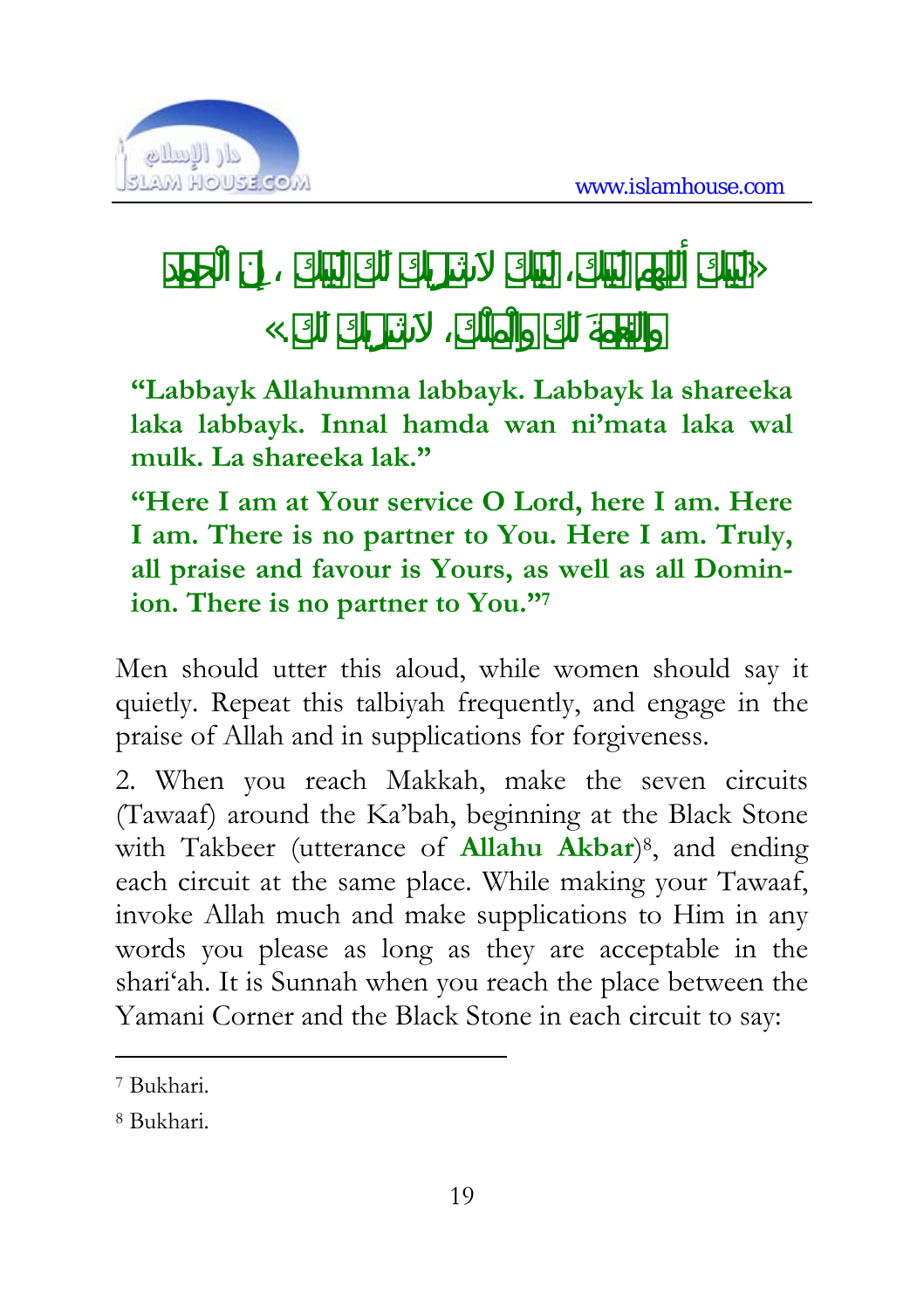«لَبَّيْكَ اللَّهُمَّ لَبَّيْكَ، لَبَّيْكَ لاَ شَرِيكَ لَكَ لَبَّيْكَ، إِنَّ الْحَمْدَ وَالنِّعْمَةَ لَكَ وَالْمُلْكَ، لاَ شَرِيكَ لَكَ»

**"Labbayk Allahumma labbayk. Labbayk la shareeka laka labbayk. Innal hamda wan ni'mata laka wal mulk. La shareeka lak."**

**"Here I am at Your service O Lord, here I am. Here I am. There is no partner to You. Here I am. Truly, all praise and favour is Yours, as well as all Dominion. There is no partner to You."**[7]

Men should utter this aloud, while women should say it quietly. Repeat this talbiyah frequently, and engage in the praise of Allah and in supplications for forgiveness.

2. When you reach Makkah, make the seven circuits (Tawaaf) around the Ka'bah, beginning at the Black Stone with Takbeer (utterance of **Allahu Akbar**)[8], and ending each circuit at the same place. While making your Tawaaf, invoke Allah much and make supplications to Him in any words you please as long as they are acceptable in the shari'ah. It is Sunnah when you reach the place between the Yamani Corner and the Black Stone in each circuit to say:

---

[7] Bukhari.

[8] Bukhari.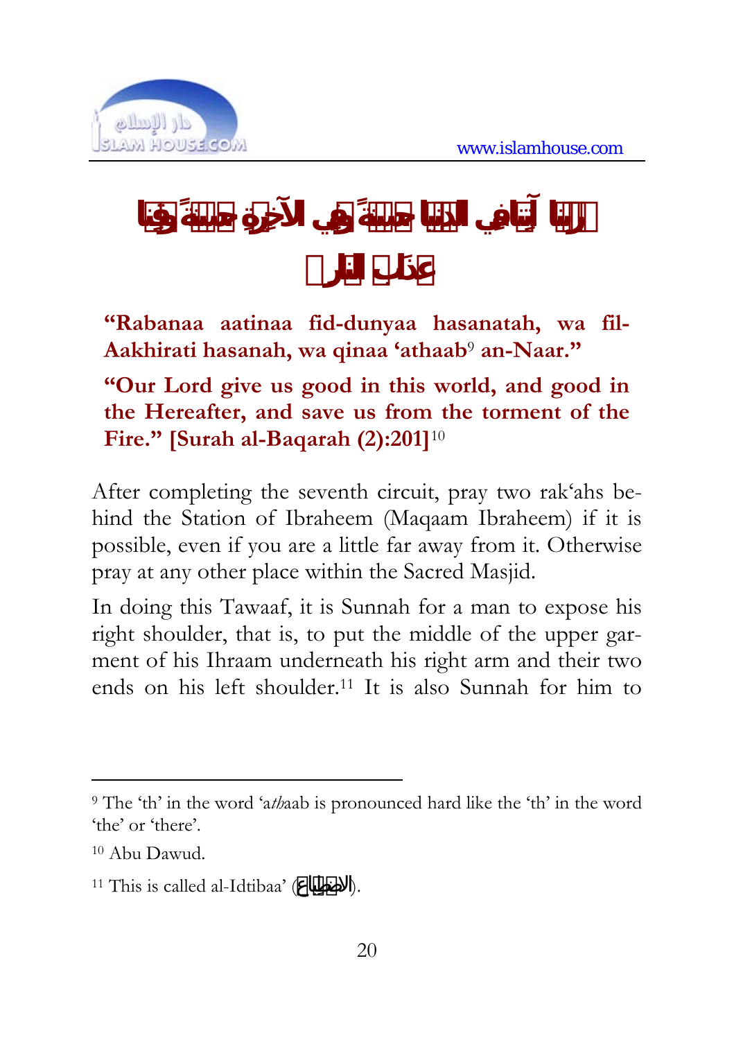﴿رَبَّنَا آتِنَا فِي الدُّنْيَا حَسَنَةً وَفِي الآخِرَةِ حَسَنَةً وَقِنَا عَذَابَ النَّارِ﴾

**"Rabanaa aatinaa fid-dunyaa hasanatah, wa fil-Aakhirati hasanah, wa qinaa 'athaab[9] an-Naar."**

**"Our Lord give us good in this world, and good in the Hereafter, and save us from the torment of the Fire." [Surah al-Baqarah (2):201]**[10]

After completing the seventh circuit, pray two rak'ahs behind the Station of Ibraheem (Maqaam Ibraheem) if it is possible, even if you are a little far away from it. Otherwise pray at any other place within the Sacred Masjid.

In doing this Tawaaf, it is Sunnah for a man to expose his right shoulder, that is, to put the middle of the upper garment of his Ihraam underneath his right arm and their two ends on his left shoulder.[11] It is also Sunnah for him to

---

[9] The 'th' in the word 'a*th*aab is pronounced hard like the 'th' in the word 'the' or 'there'.

[10] Abu Dawud.

[11] This is called al-Idtibaa' (الاضطباع).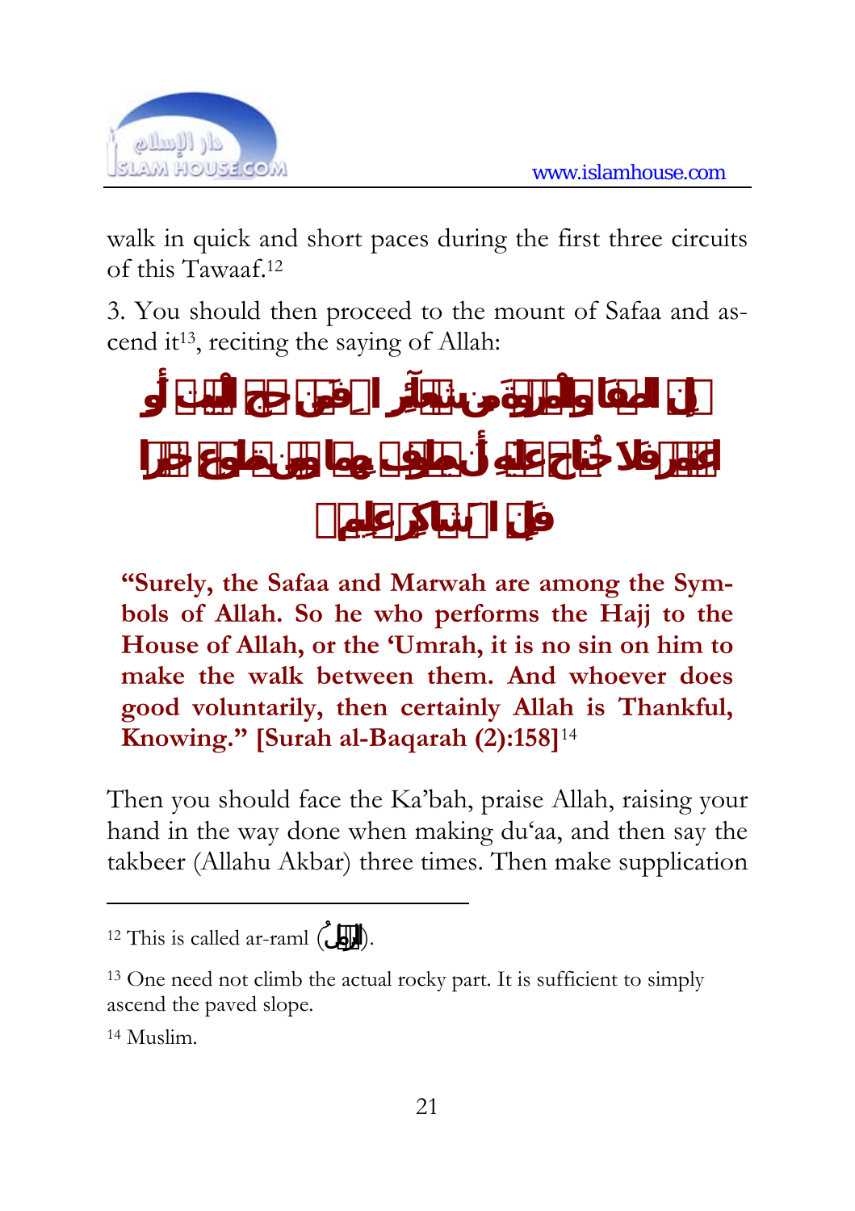walk in quick and short paces during the first three circuits of this Tawaaf.[12]

3. You should then proceed to the mount of Safaa and ascend it[13], reciting the saying of Allah:

إِنَّ الصَّفَا وَالْمَرْوَةَ مِن شَعَآئِرِ اللَّهِ فَمَنْ حَجَّ الْبَيْتَ أَوِ اعْتَمَرَ فَلاَ جُنَاحَ عَلَيْهِ أَن يَطَّوَّفَ بِهِمَا وَمَن تَطَوَّعَ خَيْراً فَإِنَّ اللَّهَ شَاكِرٌ عَلِيمٌ

**"Surely, the Safaa and Marwah are among the Symbols of Allah. So he who performs the Hajj to the House of Allah, or the 'Umrah, it is no sin on him to make the walk between them. And whoever does good voluntarily, then certainly Allah is Thankful, Knowing." [Surah al-Baqarah (2):158]**[14]

Then you should face the Ka'bah, praise Allah, raising your hand in the way done when making du'aa, and then say the takbeer (Allahu Akbar) three times. Then make supplication

---

[12] This is called ar-raml (الرَّمَلُ).

[13] One need not climb the actual rocky part. It is sufficient to simply ascend the paved slope.

[14] Muslim.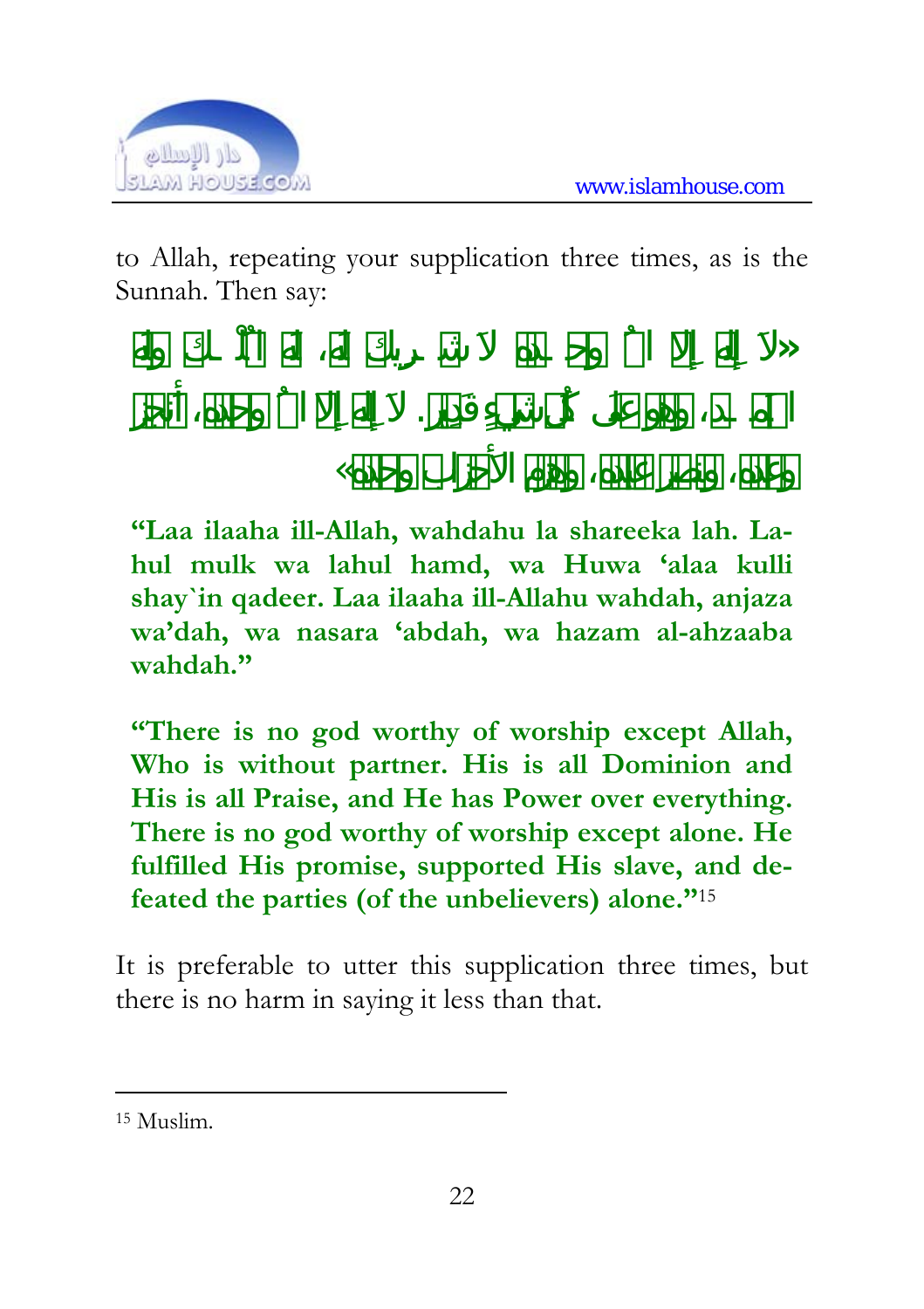to Allah, repeating your supplication three times, as is the Sunnah. Then say:

**«لا إله إلا الله وحده لا شريك له، له الملك وله الحمد، وهو على كل شيء قدير. لا إله إلا الله وحده، أنجز وعده، ونصر عبده، وهزم الأحزاب وحده»**

**"Laa ilaaha ill-Allah, wahdahu la shareeka lah. La-hul mulk wa lahul hamd, wa Huwa 'alaa kulli shay`in qadeer. Laa ilaaha ill-Allahu wahdah, anjaza wa'dah, wa nasara 'abdah, wa hazam al-ahzaaba wahdah."**

**"There is no god worthy of worship except Allah, Who is without partner. His is all Dominion and His is all Praise, and He has Power over everything. There is no god worthy of worship except alone. He fulfilled His promise, supported His slave, and defeated the parties (of the unbelievers) alone."**[15]

It is preferable to utter this supplication three times, but there is no harm in saying it less than that.

---

[15] Muslim.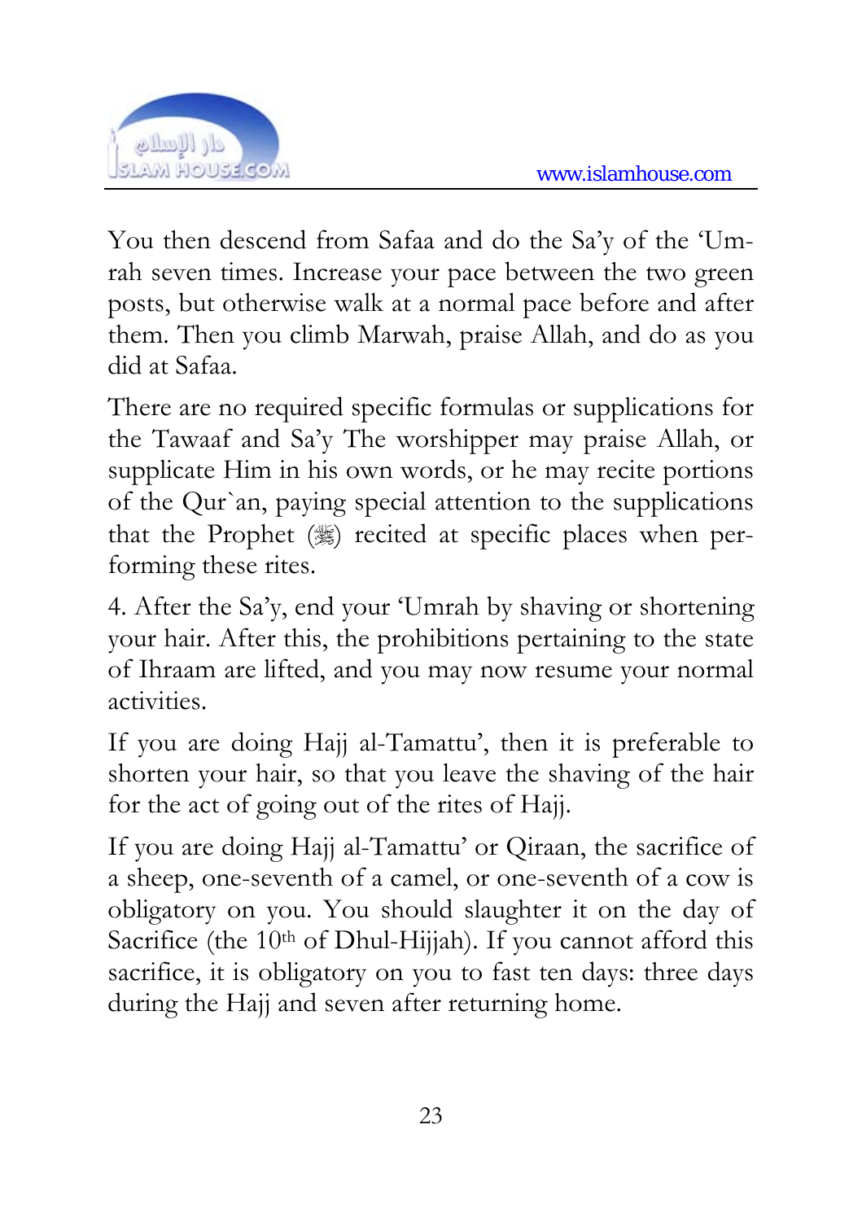You then descend from Safaa and do the Sa'y of the 'Umrah seven times. Increase your pace between the two green posts, but otherwise walk at a normal pace before and after them. Then you climb Marwah, praise Allah, and do as you did at Safaa.

There are no required specific formulas or supplications for the Tawaaf and Sa'y The worshipper may praise Allah, or supplicate Him in his own words, or he may recite portions of the Qur`an, paying special attention to the supplications that the Prophet (ﷺ) recited at specific places when performing these rites.

4. After the Sa'y, end your 'Umrah by shaving or shortening your hair. After this, the prohibitions pertaining to the state of Ihraam are lifted, and you may now resume your normal activities.

If you are doing Hajj al-Tamattu', then it is preferable to shorten your hair, so that you leave the shaving of the hair for the act of going out of the rites of Hajj.

If you are doing Hajj al-Tamattu' or Qiraan, the sacrifice of a sheep, one-seventh of a camel, or one-seventh of a cow is obligatory on you. You should slaughter it on the day of Sacrifice (the 10th of Dhul-Hijjah). If you cannot afford this sacrifice, it is obligatory on you to fast ten days: three days during the Hajj and seven after returning home.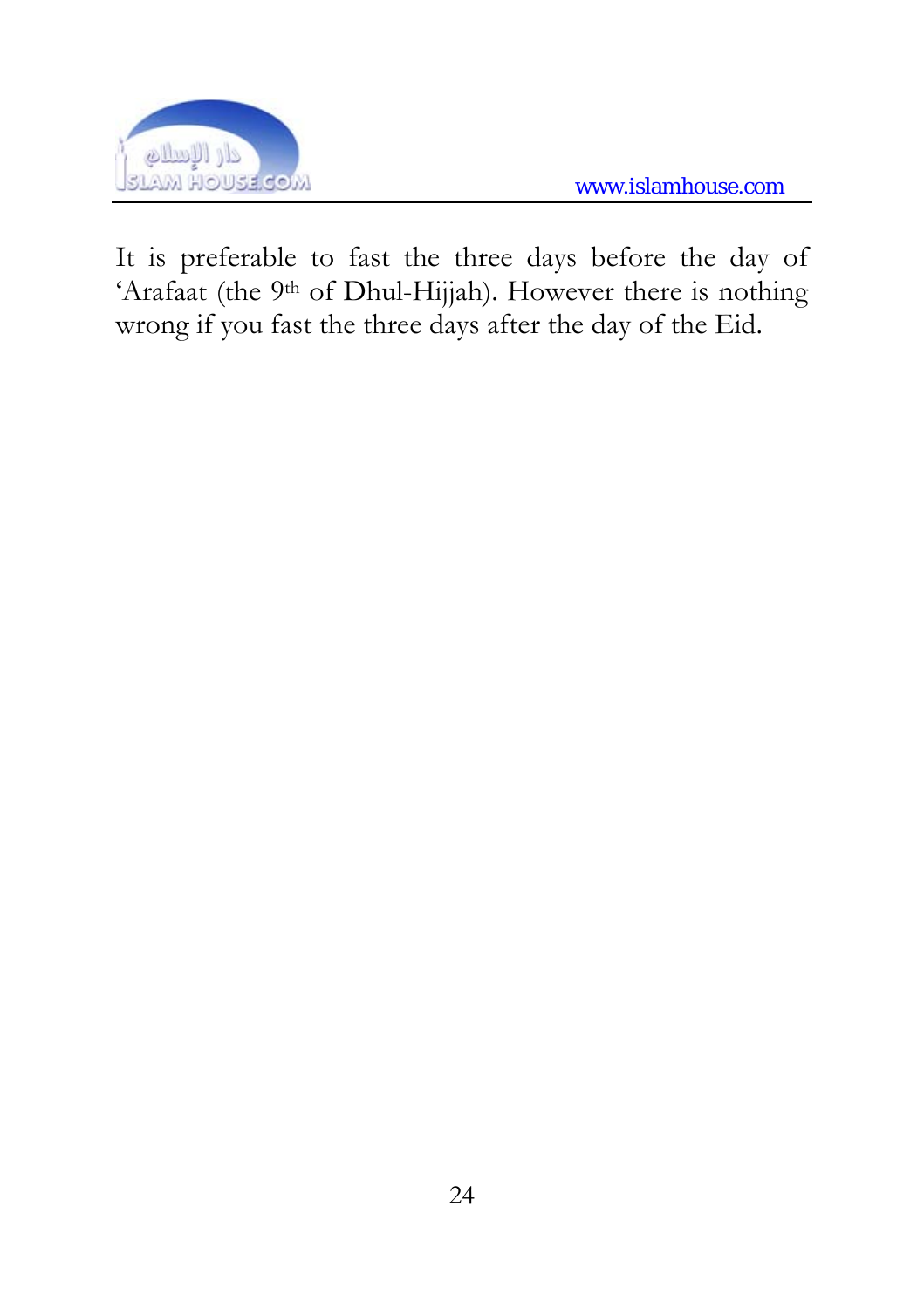It is preferable to fast the three days before the day of ‘Arafaat (the 9th of Dhul-Hijjah). However there is nothing wrong if you fast the three days after the day of the Eid.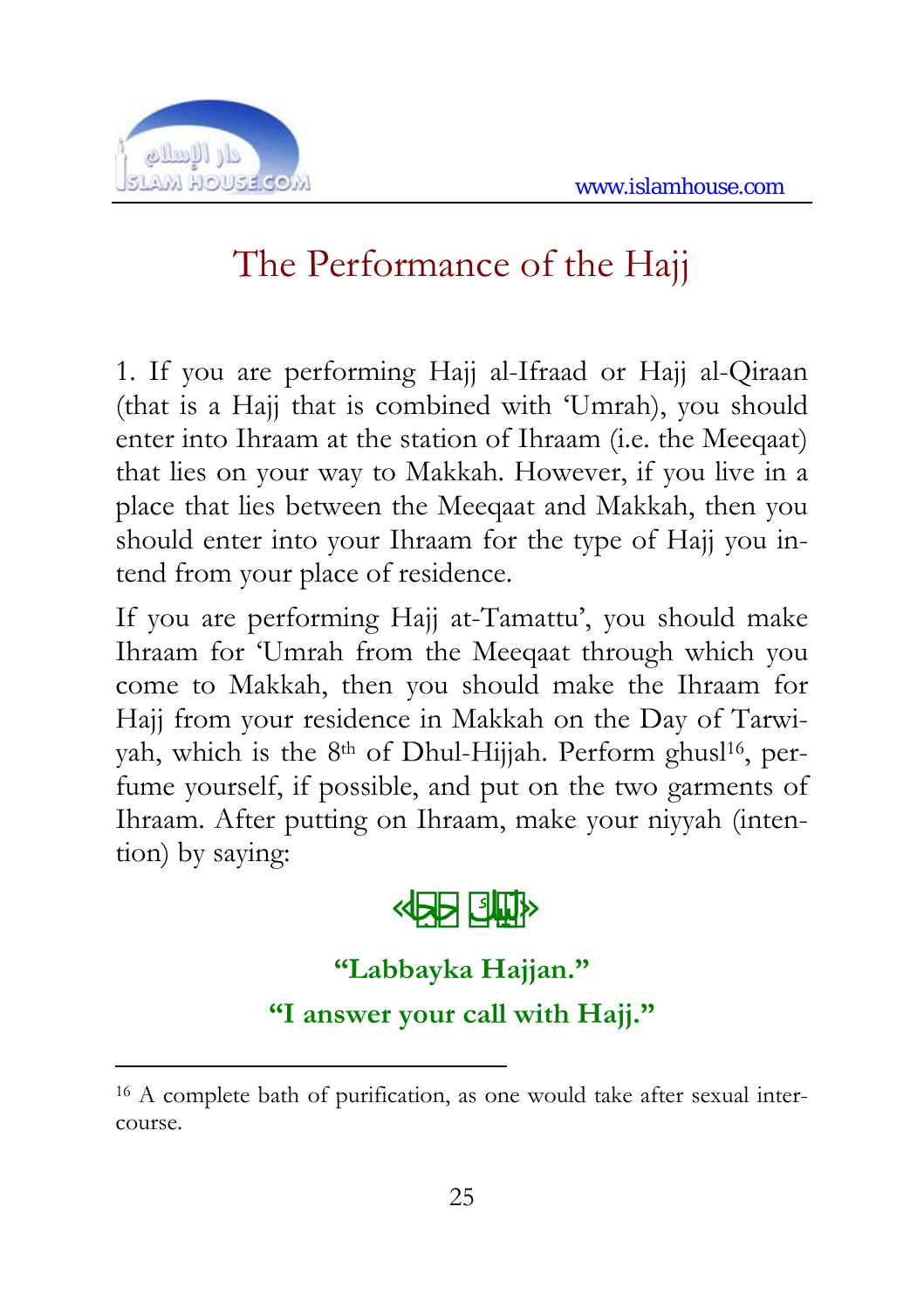# The Performance of the Hajj

1. If you are performing Hajj al-Ifraad or Hajj al-Qiraan (that is a Hajj that is combined with 'Umrah), you should enter into Ihraam at the station of Ihraam (i.e. the Meeqaat) that lies on your way to Makkah. However, if you live in a place that lies between the Meeqaat and Makkah, then you should enter into your Ihraam for the type of Hajj you intend from your place of residence.

If you are performing Hajj at-Tamattu', you should make Ihraam for 'Umrah from the Meeqaat through which you come to Makkah, then you should make the Ihraam for Hajj from your residence in Makkah on the Day of Tarwiyah, which is the 8th of Dhul-Hijjah. Perform ghusl[16], perfume yourself, if possible, and put on the two garments of Ihraam. After putting on Ihraam, make your niyyah (intention) by saying:

«لَبَّيْكَ حَجًّا»

**"Labbayka Hajjan."**

**"I answer your call with Hajj."**

---

[16] A complete bath of purification, as one would take after sexual intercourse.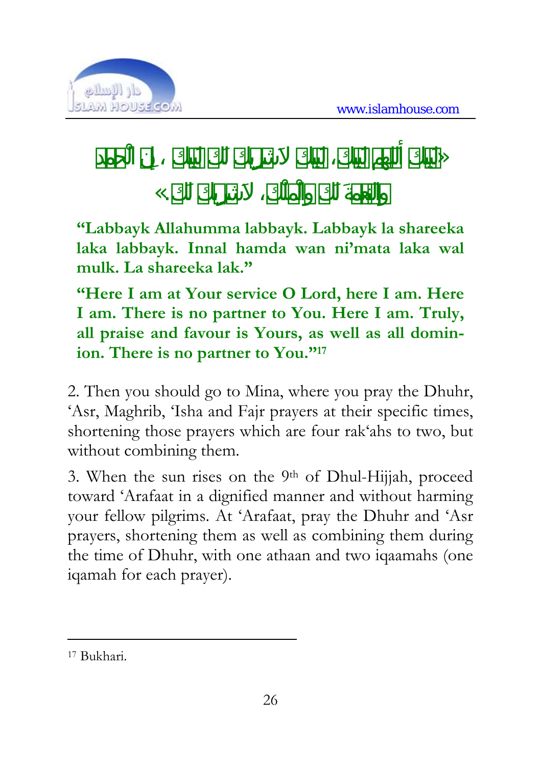«لَبَّيْكَ اللَّهُمَّ لَبَّيْكَ، لَبَّيْكَ لَا شَرِيكَ لَكَ لَبَّيْكَ، إِنَّ الْحَمْدَ وَالنِّعْمَةَ لَكَ وَالْمُلْكَ، لَا شَرِيكَ لَكَ»

**"Labbayk Allahumma labbayk. Labbayk la shareeka laka labbayk. Innal hamda wan ni'mata laka wal mulk. La shareeka lak."**

**"Here I am at Your service O Lord, here I am. Here I am. There is no partner to You. Here I am. Truly, all praise and favour is Yours, as well as all dominion. There is no partner to You."**[17]

2. Then you should go to Mina, where you pray the Dhuhr, 'Asr, Maghrib, 'Isha and Fajr prayers at their specific times, shortening those prayers which are four rak'ahs to two, but without combining them.

3. When the sun rises on the 9th of Dhul-Hijjah, proceed toward 'Arafaat in a dignified manner and without harming your fellow pilgrims. At 'Arafaat, pray the Dhuhr and 'Asr prayers, shortening them as well as combining them during the time of Dhuhr, with one athaan and two iqaamahs (one iqamah for each prayer).

---

[17] Bukhari.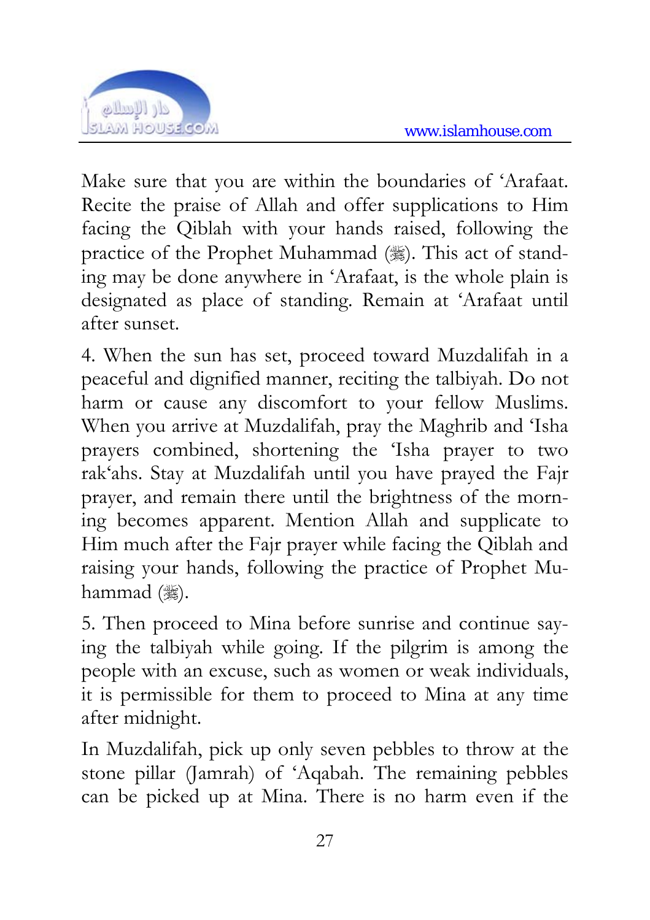Make sure that you are within the boundaries of ‘Arafaat. Recite the praise of Allah and offer supplications to Him facing the Qiblah with your hands raised, following the practice of the Prophet Muhammad (ﷺ). This act of standing may be done anywhere in ‘Arafaat, is the whole plain is designated as place of standing. Remain at ‘Arafaat until after sunset.

4. When the sun has set, proceed toward Muzdalifah in a peaceful and dignified manner, reciting the talbiyah. Do not harm or cause any discomfort to your fellow Muslims. When you arrive at Muzdalifah, pray the Maghrib and ‘Isha prayers combined, shortening the ‘Isha prayer to two rak‘ahs. Stay at Muzdalifah until you have prayed the Fajr prayer, and remain there until the brightness of the morning becomes apparent. Mention Allah and supplicate to Him much after the Fajr prayer while facing the Qiblah and raising your hands, following the practice of Prophet Muhammad (ﷺ).

5. Then proceed to Mina before sunrise and continue saying the talbiyah while going. If the pilgrim is among the people with an excuse, such as women or weak individuals, it is permissible for them to proceed to Mina at any time after midnight.

In Muzdalifah, pick up only seven pebbles to throw at the stone pillar (Jamrah) of ‘Aqabah. The remaining pebbles can be picked up at Mina. There is no harm even if the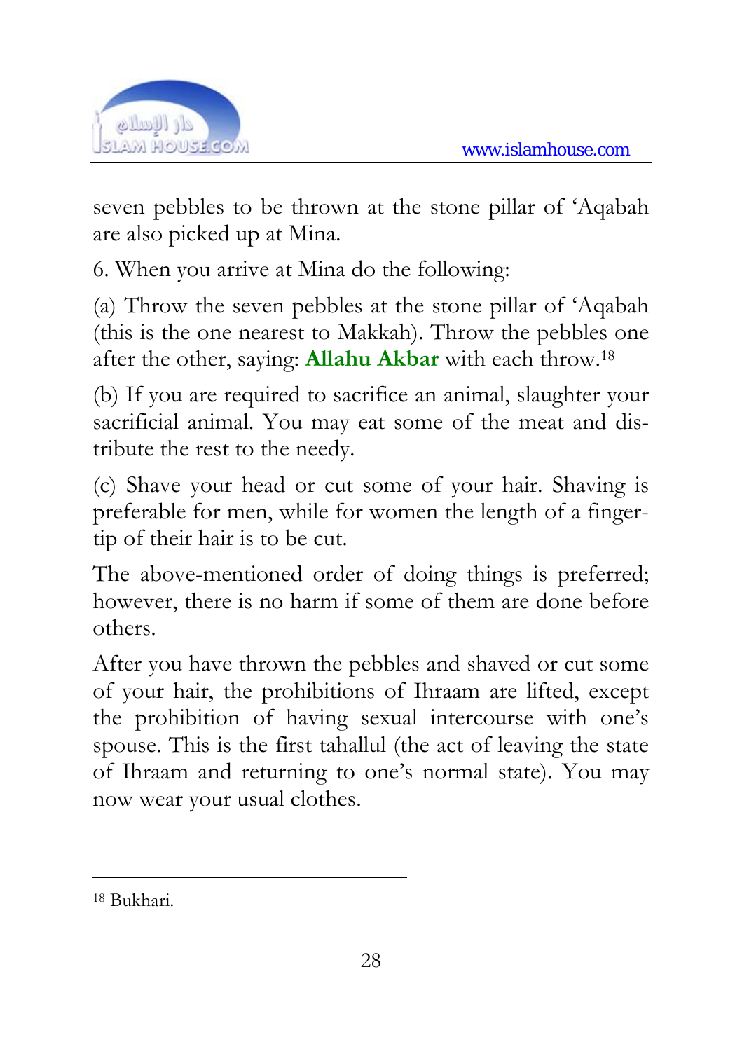seven pebbles to be thrown at the stone pillar of 'Aqabah are also picked up at Mina.

6. When you arrive at Mina do the following:

(a) Throw the seven pebbles at the stone pillar of 'Aqabah (this is the one nearest to Makkah). Throw the pebbles one after the other, saying: **Allahu Akbar** with each throw.[18]

(b) If you are required to sacrifice an animal, slaughter your sacrificial animal. You may eat some of the meat and distribute the rest to the needy.

(c) Shave your head or cut some of your hair. Shaving is preferable for men, while for women the length of a fingertip of their hair is to be cut.

The above-mentioned order of doing things is preferred; however, there is no harm if some of them are done before others.

After you have thrown the pebbles and shaved or cut some of your hair, the prohibitions of Ihraam are lifted, except the prohibition of having sexual intercourse with one's spouse. This is the first tahallul (the act of leaving the state of Ihraam and returning to one's normal state). You may now wear your usual clothes.

---

[18] Bukhari.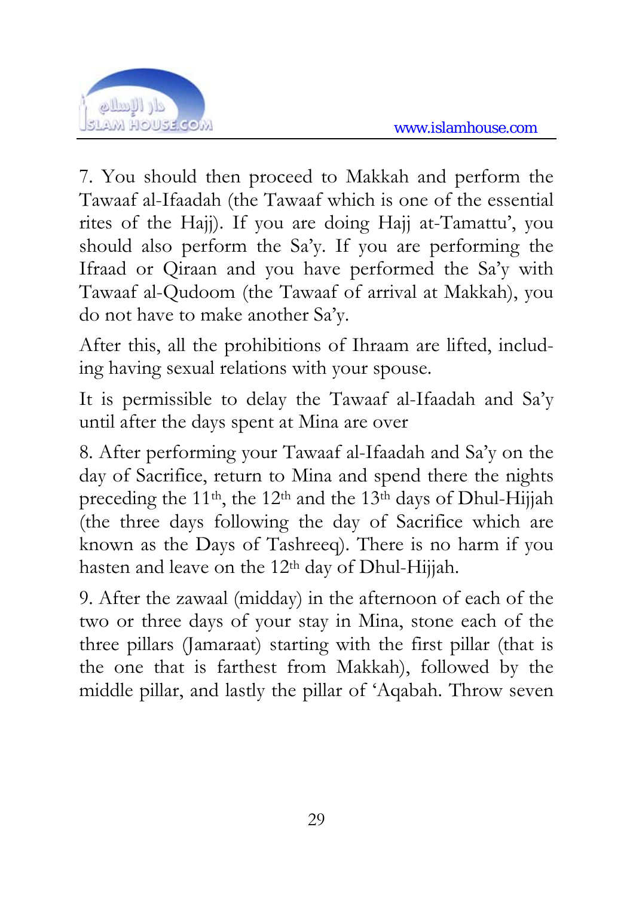7. You should then proceed to Makkah and perform the Tawaaf al-Ifaadah (the Tawaaf which is one of the essential rites of the Hajj). If you are doing Hajj at-Tamattu', you should also perform the Sa'y. If you are performing the Ifraad or Qiraan and you have performed the Sa'y with Tawaaf al-Qudoom (the Tawaaf of arrival at Makkah), you do not have to make another Sa'y.

After this, all the prohibitions of Ihraam are lifted, including having sexual relations with your spouse.

It is permissible to delay the Tawaaf al-Ifaadah and Sa'y until after the days spent at Mina are over

8. After performing your Tawaaf al-Ifaadah and Sa'y on the day of Sacrifice, return to Mina and spend there the nights preceding the 11th, the 12th and the 13th days of Dhul-Hijjah (the three days following the day of Sacrifice which are known as the Days of Tashreeq). There is no harm if you hasten and leave on the 12th day of Dhul-Hijjah.

9. After the zawaal (midday) in the afternoon of each of the two or three days of your stay in Mina, stone each of the three pillars (Jamaraat) starting with the first pillar (that is the one that is farthest from Makkah), followed by the middle pillar, and lastly the pillar of 'Aqabah. Throw seven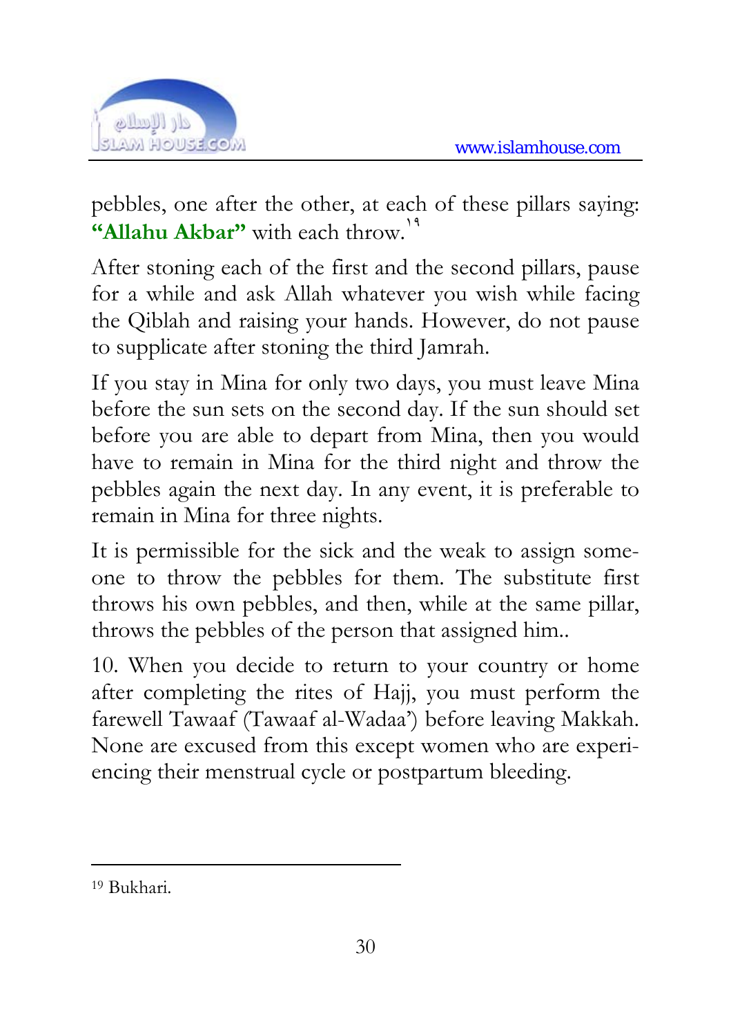pebbles, one after the other, at each of these pillars saying: **"Allahu Akbar"** with each throw.[19]

After stoning each of the first and the second pillars, pause for a while and ask Allah whatever you wish while facing the Qiblah and raising your hands. However, do not pause to supplicate after stoning the third Jamrah.

If you stay in Mina for only two days, you must leave Mina before the sun sets on the second day. If the sun should set before you are able to depart from Mina, then you would have to remain in Mina for the third night and throw the pebbles again the next day. In any event, it is preferable to remain in Mina for three nights.

It is permissible for the sick and the weak to assign someone to throw the pebbles for them. The substitute first throws his own pebbles, and then, while at the same pillar, throws the pebbles of the person that assigned him..

10. When you decide to return to your country or home after completing the rites of Hajj, you must perform the farewell Tawaaf (Tawaaf al-Wadaa') before leaving Makkah. None are excused from this except women who are experiencing their menstrual cycle or postpartum bleeding.

---

[19] Bukhari.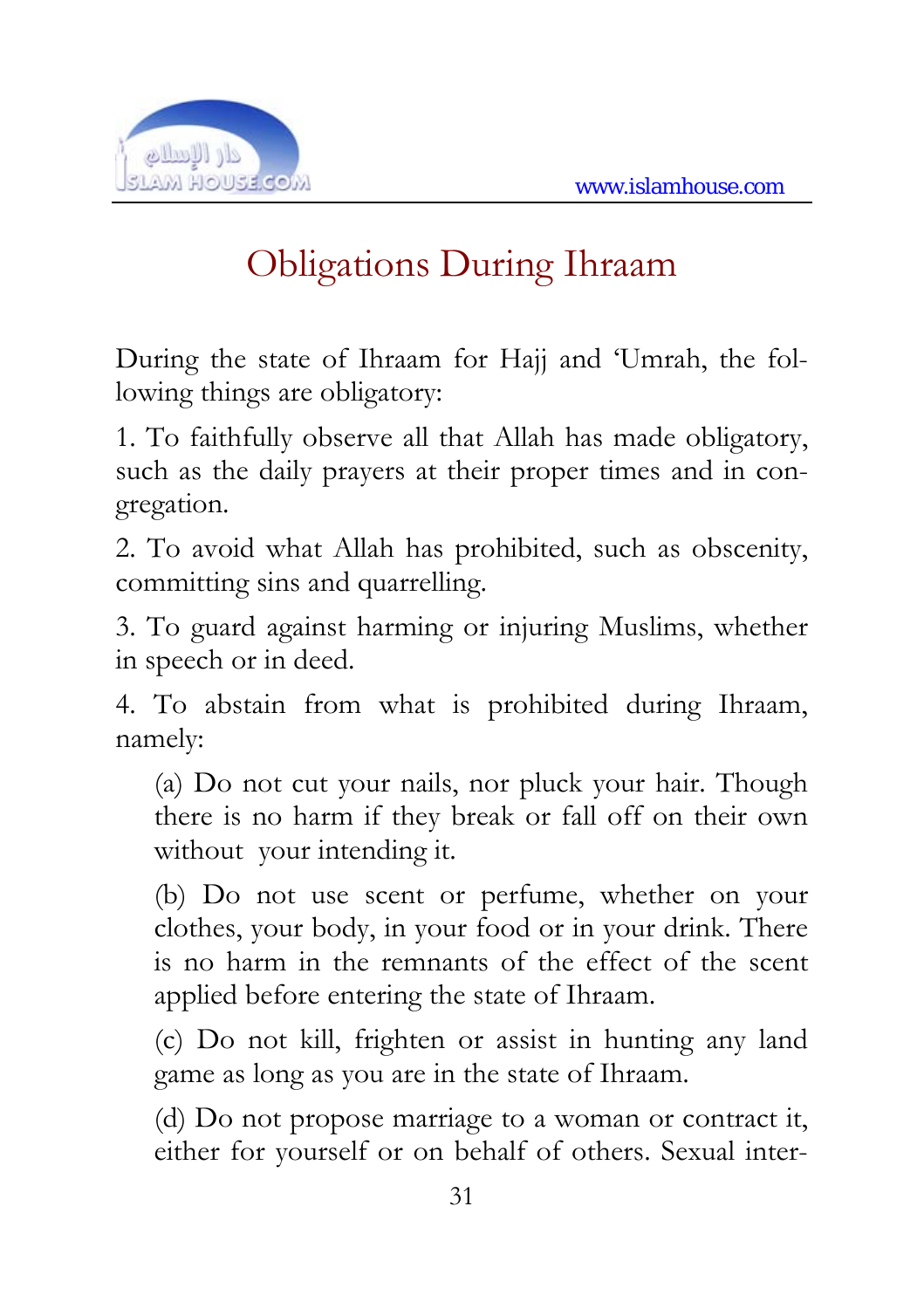# Obligations During Ihraam

During the state of Ihraam for Hajj and 'Umrah, the following things are obligatory:

1. To faithfully observe all that Allah has made obligatory, such as the daily prayers at their proper times and in congregation.

2. To avoid what Allah has prohibited, such as obscenity, committing sins and quarrelling.

3. To guard against harming or injuring Muslims, whether in speech or in deed.

4. To abstain from what is prohibited during Ihraam, namely:

   (a) Do not cut your nails, nor pluck your hair. Though there is no harm if they break or fall off on their own without your intending it.

   (b) Do not use scent or perfume, whether on your clothes, your body, in your food or in your drink. There is no harm in the remnants of the effect of the scent applied before entering the state of Ihraam.

   (c) Do not kill, frighten or assist in hunting any land game as long as you are in the state of Ihraam.

   (d) Do not propose marriage to a woman or contract it, either for yourself or on behalf of others. Sexual inter-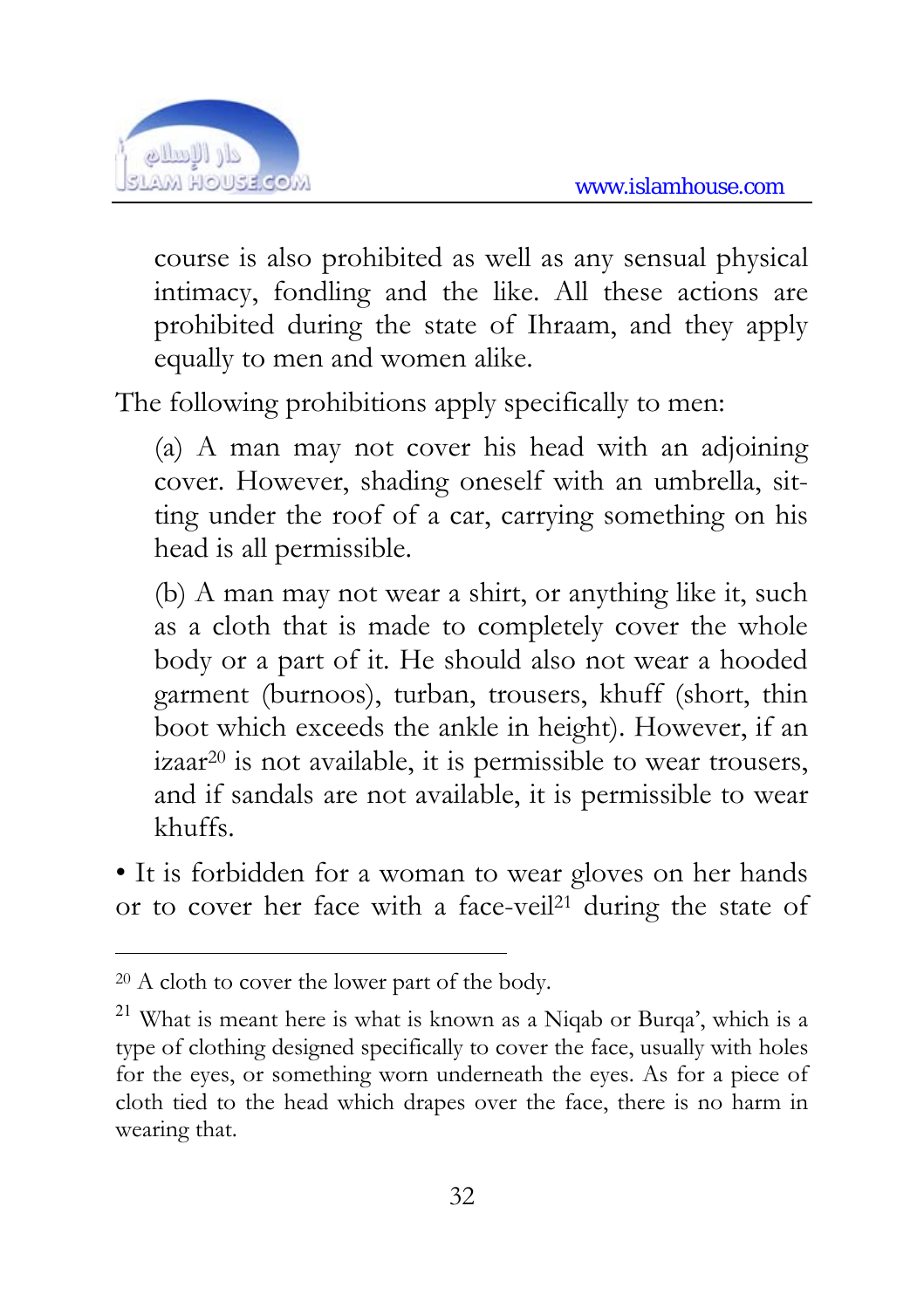course is also prohibited as well as any sensual physical intimacy, fondling and the like. All these actions are prohibited during the state of Ihraam, and they apply equally to men and women alike.

The following prohibitions apply specifically to men:

(a) A man may not cover his head with an adjoining cover. However, shading oneself with an umbrella, sitting under the roof of a car, carrying something on his head is all permissible.

(b) A man may not wear a shirt, or anything like it, such as a cloth that is made to completely cover the whole body or a part of it. He should also not wear a hooded garment (burnoos), turban, trousers, khuff (short, thin boot which exceeds the ankle in height). However, if an izaar[20] is not available, it is permissible to wear trousers, and if sandals are not available, it is permissible to wear khuffs.

• It is forbidden for a woman to wear gloves on her hands or to cover her face with a face-veil[21] during the state of

---

[20] A cloth to cover the lower part of the body.

[21] What is meant here is what is known as a Niqab or Burqa', which is a type of clothing designed specifically to cover the face, usually with holes for the eyes, or something worn underneath the eyes. As for a piece of cloth tied to the head which drapes over the face, there is no harm in wearing that.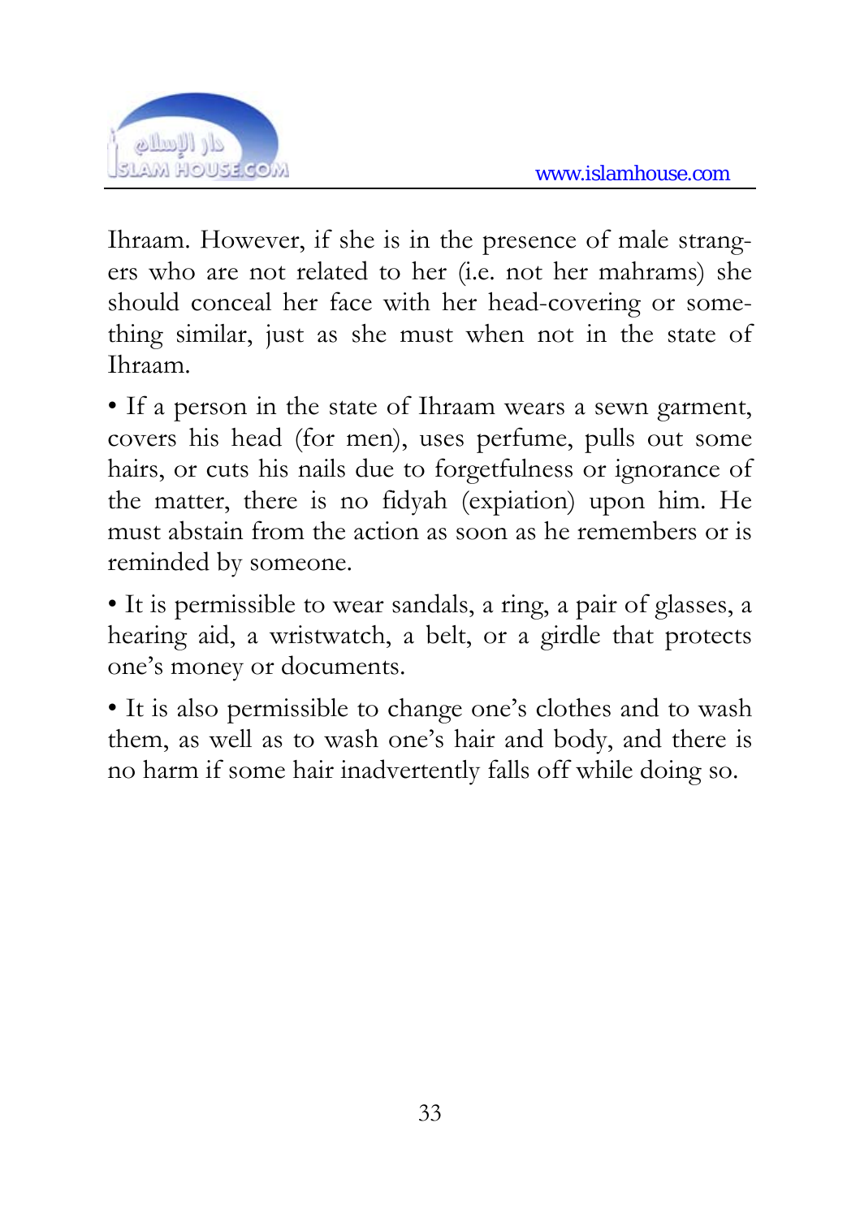Ihraam. However, if she is in the presence of male strangers who are not related to her (i.e. not her mahrams) she should conceal her face with her head-covering or something similar, just as she must when not in the state of Ihraam.

- If a person in the state of Ihraam wears a sewn garment, covers his head (for men), uses perfume, pulls out some hairs, or cuts his nails due to forgetfulness or ignorance of the matter, there is no fidyah (expiation) upon him. He must abstain from the action as soon as he remembers or is reminded by someone.

- It is permissible to wear sandals, a ring, a pair of glasses, a hearing aid, a wristwatch, a belt, or a girdle that protects one's money or documents.

- It is also permissible to change one's clothes and to wash them, as well as to wash one's hair and body, and there is no harm if some hair inadvertently falls off while doing so.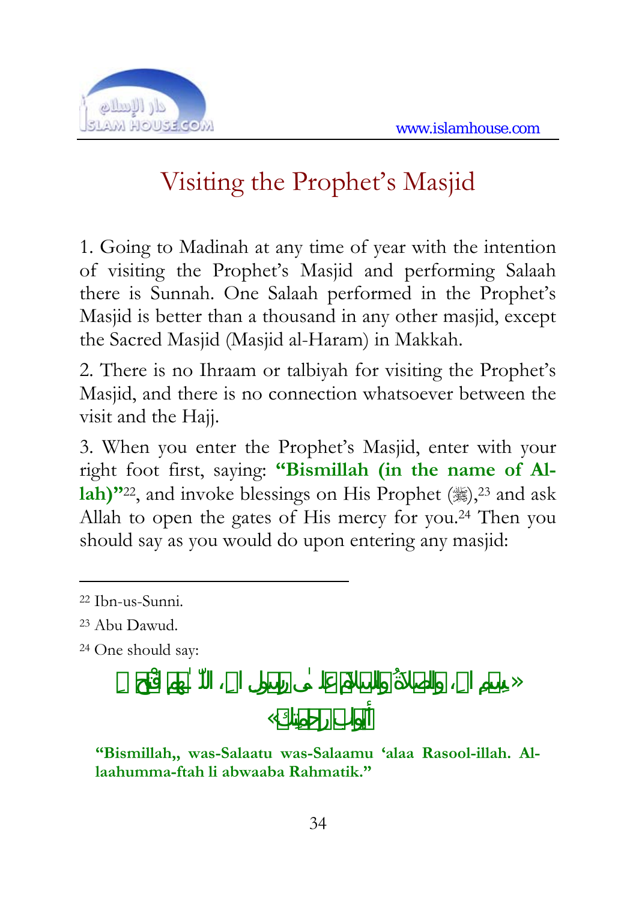# Visiting the Prophet's Masjid

1. Going to Madinah at any time of year with the intention of visiting the Prophet's Masjid and performing Salaah there is Sunnah. One Salaah performed in the Prophet's Masjid is better than a thousand in any other masjid, except the Sacred Masjid (Masjid al-Haram) in Makkah.

2. There is no Ihraam or talbiyah for visiting the Prophet's Masjid, and there is no connection whatsoever between the visit and the Hajj.

3. When you enter the Prophet's Masjid, enter with your right foot first, saying: **"Bismillah (in the name of Allah)"**[22], and invoke blessings on His Prophet (ﷺ),[23] and ask Allah to open the gates of His mercy for you.[24] Then you should say as you would do upon entering any masjid:

---

[22] Ibn-us-Sunni.

[23] Abu Dawud.

[24] One should say:

«بِسْمِ اللهِ، وَالصَّلاةُ وَالسَّلامُ عَلَى رَسُولِ اللهِ، اللَّهُمَّ افْتَحْ لِي أَبْوَابَ رَحْمَتِكَ»

**"Bismillah,, was-Salaatu was-Salaamu 'alaa Rasool-illah. Allaahumma-ftah li abwaaba Rahmatik."**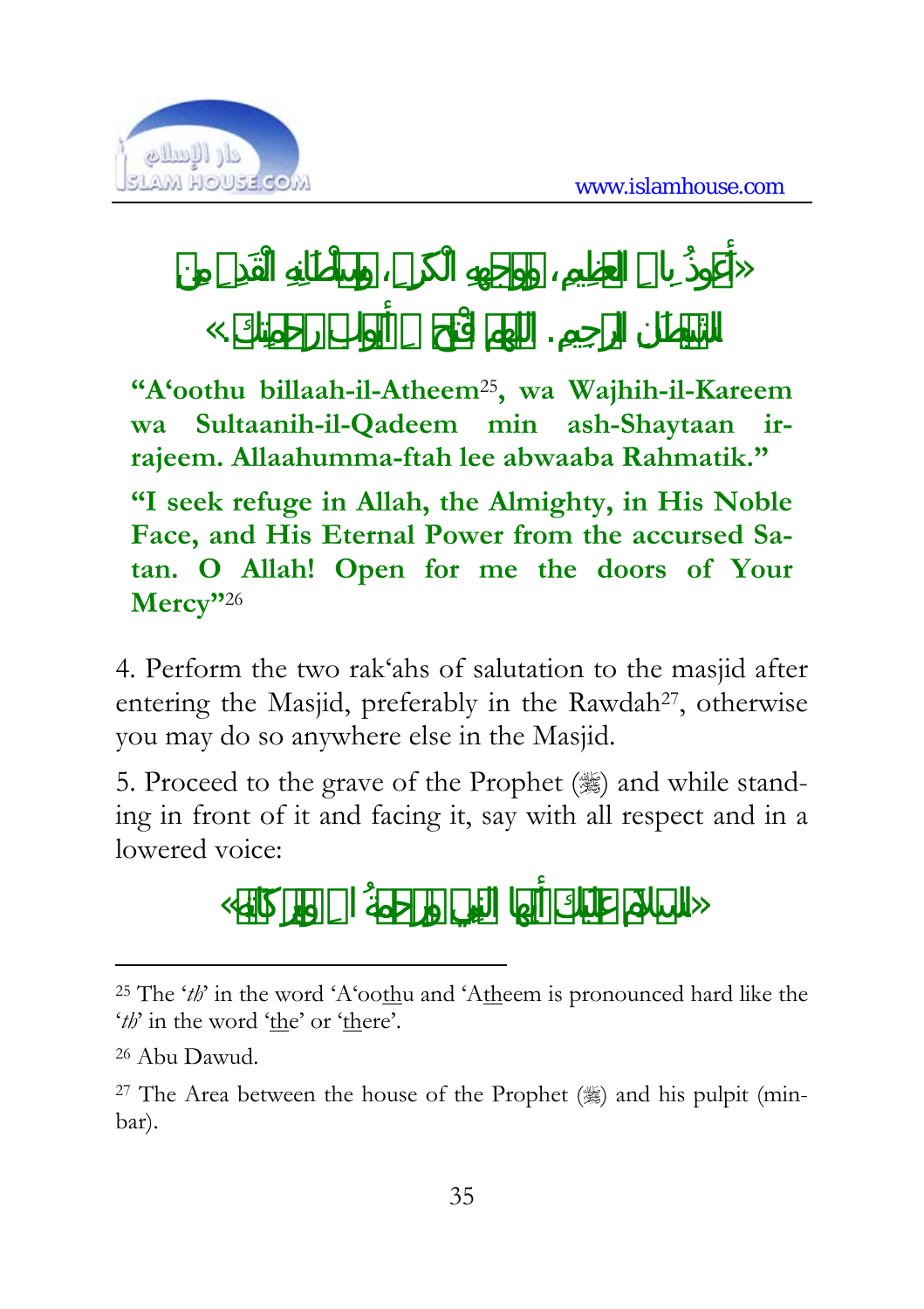«أَعُوذُ بِاللهِ الْعَظِيمِ، وَبِوَجْهِهِ الْكَرِيمِ، وَسُلْطَانِهِ الْقَدِيمِ مِنَ الشَّيْطَانِ الرَّجِيمِ. اللَّهُمَّ افْتَحْ لِي أَبْوَابَ رَحْمَتِكَ»

**"A'oothu billaah-il-Atheem[25], wa Wajhih-il-Kareem wa Sultaanih-il-Qadeem min ash-Shaytaan ir-rajeem. Allaahumma-ftah lee abwaaba Rahmatik."**

**"I seek refuge in Allah, the Almighty, in His Noble Face, and His Eternal Power from the accursed Satan. O Allah! Open for me the doors of Your Mercy"[26]**

4. Perform the two rak'ahs of salutation to the masjid after entering the Masjid, preferably in the Rawdah[27], otherwise you may do so anywhere else in the Masjid.

5. Proceed to the grave of the Prophet (ﷺ) and while standing in front of it and facing it, say with all respect and in a lowered voice:

«السَّلامُ عَلَيْكَ أَيُّهَا النَّبِيُّ وَرَحْمَةُ اللهِ وَبَرَكَاتُهُ»

---

[25] The '*th*' in the word 'A'oothu and 'Atheem is pronounced hard like the '*th*' in the word 'the' or 'there'.

[26] Abu Dawud.

[27] The Area between the house of the Prophet (ﷺ) and his pulpit (minbar).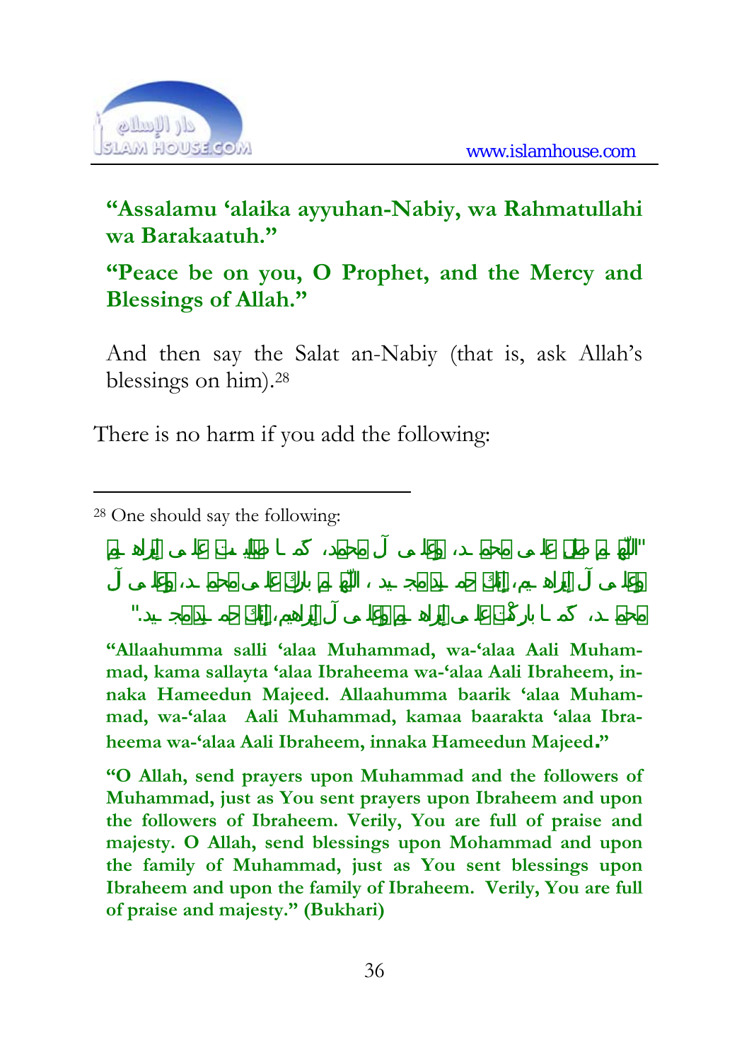**“Assalamu ‘alaika ayyuhan-Nabiy, wa Rahmatullahi wa Barakaatuh.”**

**“Peace be on you, O Prophet, and the Mercy and Blessings of Allah.”**

And then say the Salat an-Nabiy (that is, ask Allah’s blessings on him).[28]

There is no harm if you add the following:

---

[28] One should say the following:

**"اللّهم صلِّ على محمد، وعلى آل محمد، كما صليت على إبراهيم وعلى آل إبراهيم، إنك حميد مجيد ، اللّهم بارك على محمد، وعلى آل محمد، كما باركت على إبراهيم وعلى آل إبراهيم، إنك حميد مجيد."**

**“Allaahumma salli ‘alaa Muhammad, wa-‘alaa Aali Muhammad, kama sallayta ‘alaa Ibraheema wa-‘alaa Aali Ibraheem, innaka Hameedun Majeed. Allaahumma baarik ‘alaa Muhammad, wa-‘alaa Aali Muhammad, kamaa baarakta ‘alaa Ibraheema wa-‘alaa Aali Ibraheem, innaka Hameedun Majeed.”**

**“O Allah, send prayers upon Muhammad and the followers of Muhammad, just as You sent prayers upon Ibraheem and upon the followers of Ibraheem. Verily, You are full of praise and majesty. O Allah, send blessings upon Mohammad and upon the family of Muhammad, just as You sent blessings upon Ibraheem and upon the family of Ibraheem. Verily, You are full of praise and majesty.” (Bukhari)**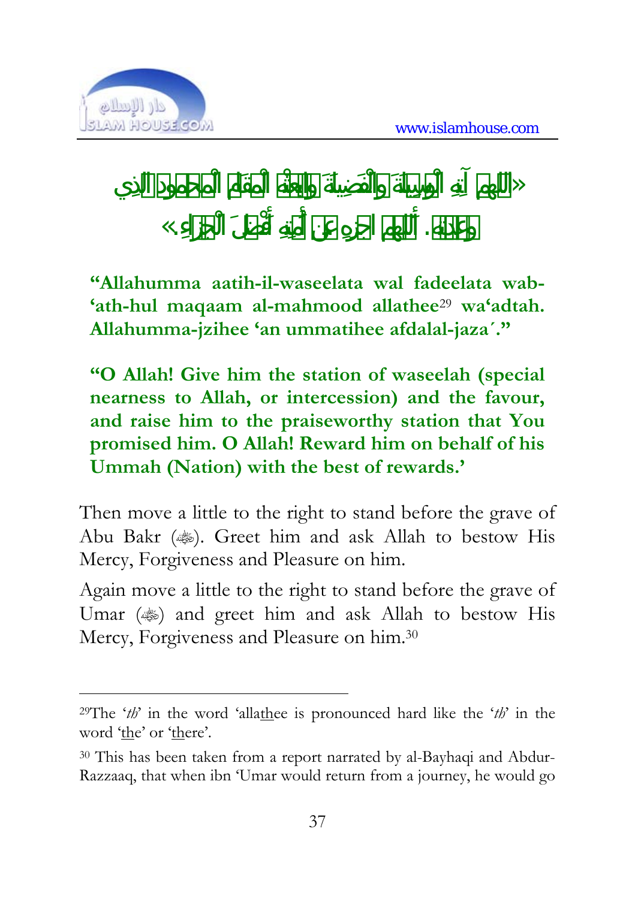**«اللَّهُمَّ آتِهِ الْوَسِيلَةَ وَالْفَضِيلَةَ وَابْعَثْهُ الْمَقَامَ الْمَحْمُودَ الَّذِي وَعَدْتَهُ. اللَّهُمَّ اجْزِهِ عَنْ أُمَّتِهِ أَفْضَلَ الْجَزَاءِ.»**

**"Allahumma aatih-il-waseelata wal fadeelata wab-'ath-hul maqaam al-mahmood allathee[29] wa'adtah. Allahumma-jzihee 'an ummatihee afdalal-jaza´."**

**"O Allah! Give him the station of waseelah (special nearness to Allah, or intercession) and the favour, and raise him to the praiseworthy station that You promised him. O Allah! Reward him on behalf of his Ummah (Nation) with the best of rewards.'**

Then move a little to the right to stand before the grave of Abu Bakr (رضي الله عنه). Greet him and ask Allah to bestow His Mercy, Forgiveness and Pleasure on him.

Again move a little to the right to stand before the grave of Umar (رضي الله عنه) and greet him and ask Allah to bestow His Mercy, Forgiveness and Pleasure on him.[30]

---

[29] The '*th*' in the word 'alla<u>th</u>ee is pronounced hard like the '*th*' in the word '<u>th</u>e' or '<u>th</u>ere'.

[30] This has been taken from a report narrated by al-Bayhaqi and Abdur-Razzaaq, that when ibn 'Umar would return from a journey, he would go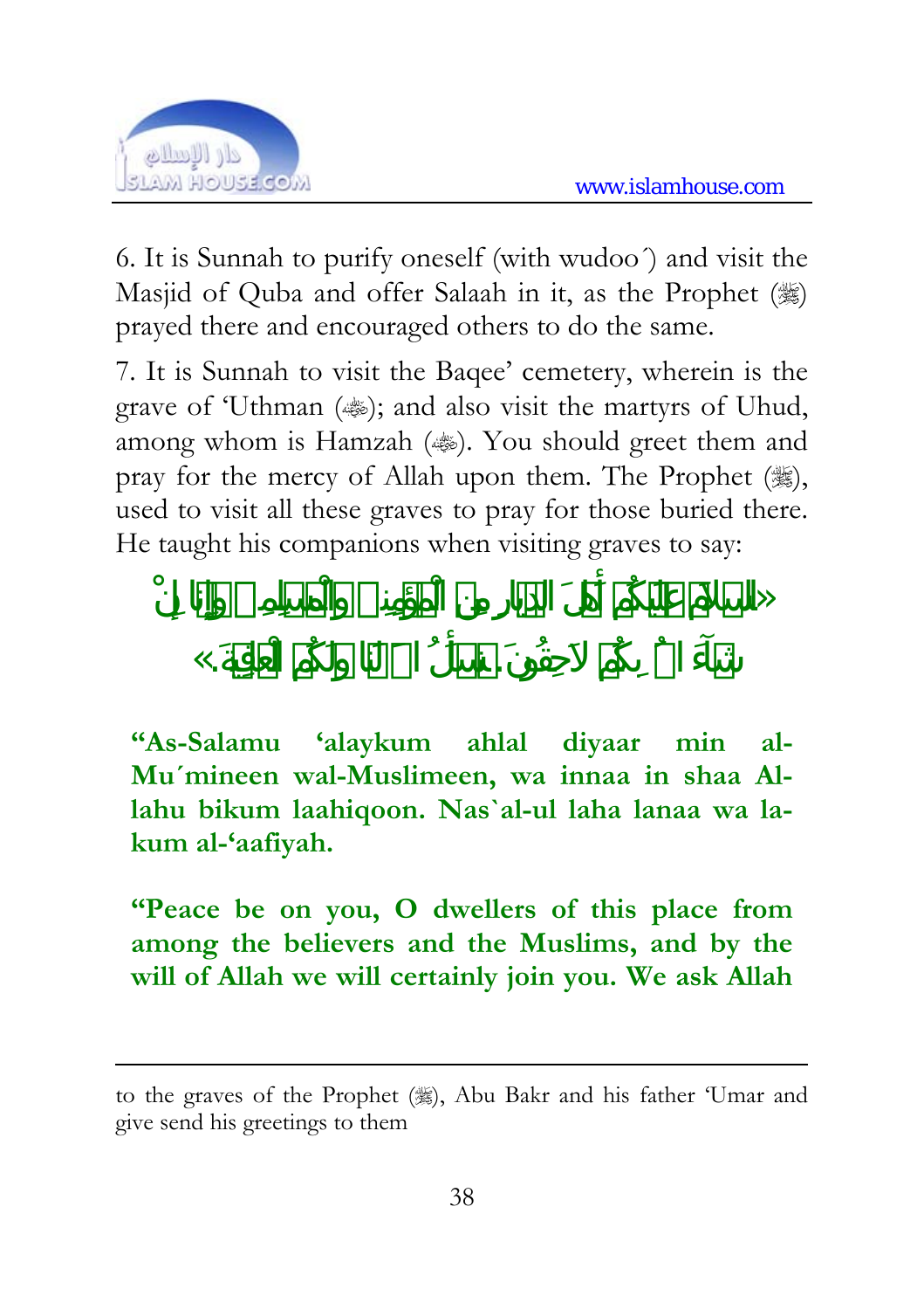6. It is Sunnah to purify oneself (with wudoo´) and visit the Masjid of Quba and offer Salaah in it, as the Prophet (ﷺ) prayed there and encouraged others to do the same.

7. It is Sunnah to visit the Baqee' cemetery, wherein is the grave of 'Uthman (ﷺ); and also visit the martyrs of Uhud, among whom is Hamzah (ﷺ). You should greet them and pray for the mercy of Allah upon them. The Prophet (ﷺ), used to visit all these graves to pray for those buried there. He taught his companions when visiting graves to say:

«السلام عليكم أهل الديار من المؤمنين والمسلمين وإنا إن شاء الله بكم لاحقون. نسأل الله لنا ولكم العافية.»

**"As-Salamu 'alaykum ahlal diyaar min al-Mu´mineen wal-Muslimeen, wa innaa in shaa Al-lahu bikum laahiqoon. Nas`al-ul laha lanaa wa la-kum al-'aafiyah.**

**"Peace be on you, O dwellers of this place from among the believers and the Muslims, and by the will of Allah we will certainly join you. We ask Allah**

---

to the graves of the Prophet (ﷺ), Abu Bakr and his father 'Umar and give send his greetings to them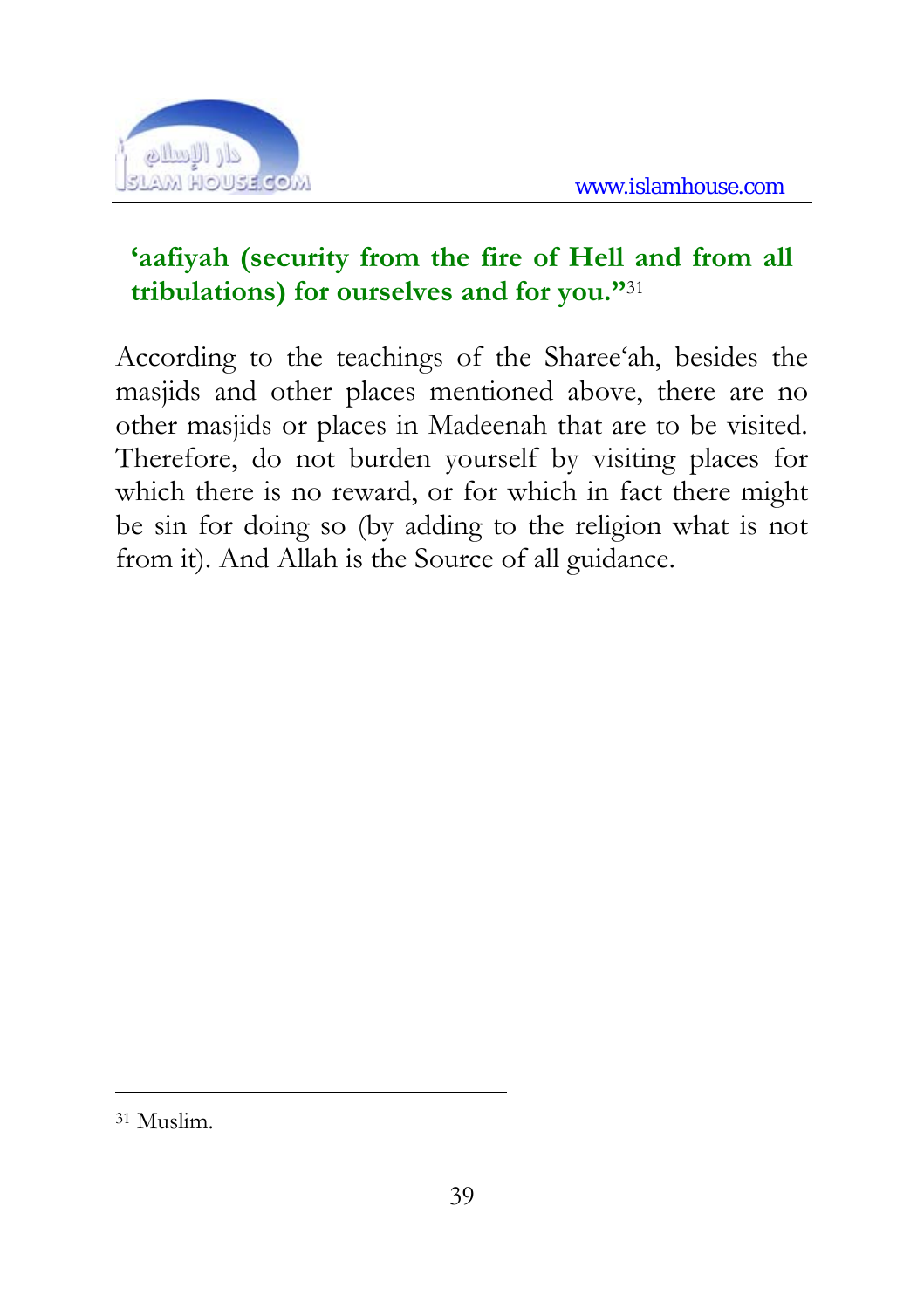**'aafiyah (security from the fire of Hell and from all tribulations) for ourselves and for you."**[31]

According to the teachings of the Sharee'ah, besides the masjids and other places mentioned above, there are no other masjids or places in Madeenah that are to be visited. Therefore, do not burden yourself by visiting places for which there is no reward, or for which in fact there might be sin for doing so (by adding to the religion what is not from it). And Allah is the Source of all guidance.

---

[31] Muslim.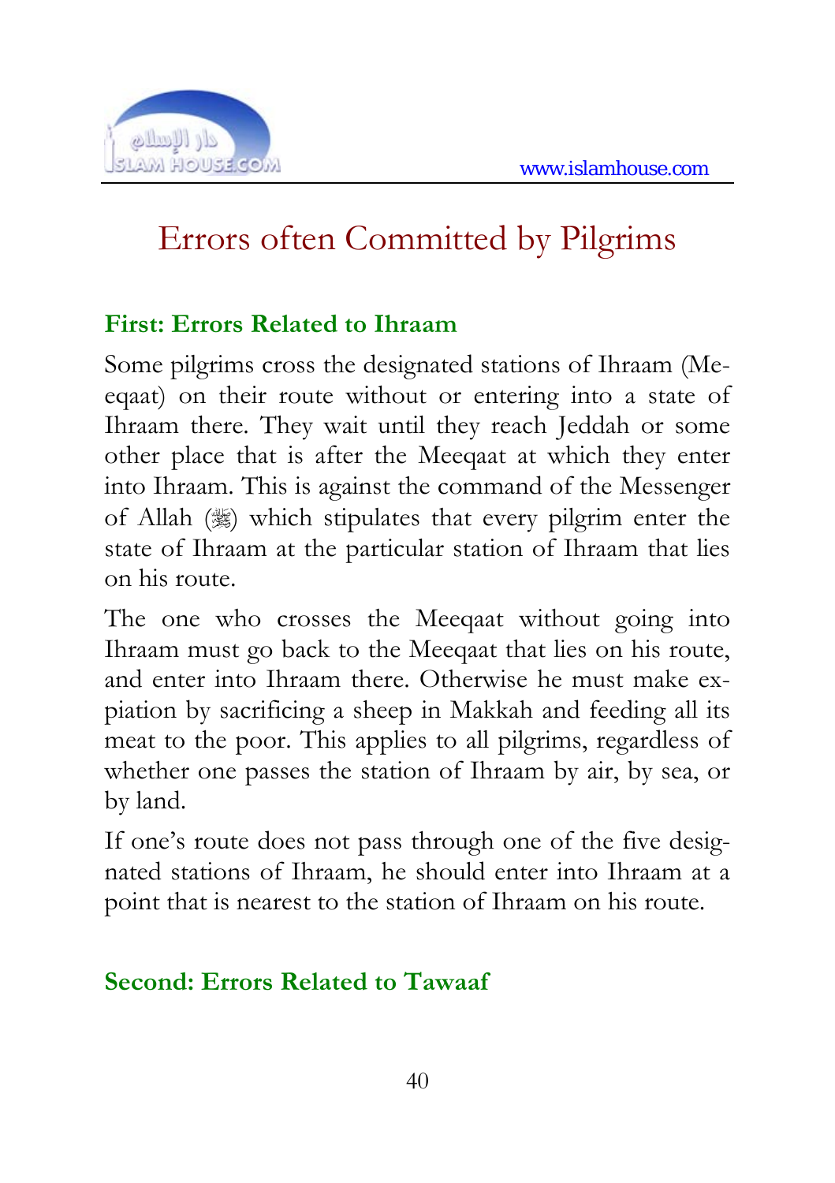# Errors often Committed by Pilgrims

## First: Errors Related to Ihraam

Some pilgrims cross the designated stations of Ihraam (Meeqaat) on their route without or entering into a state of Ihraam there. They wait until they reach Jeddah or some other place that is after the Meeqaat at which they enter into Ihraam. This is against the command of the Messenger of Allah (ﷺ) which stipulates that every pilgrim enter the state of Ihraam at the particular station of Ihraam that lies on his route.

The one who crosses the Meeqaat without going into Ihraam must go back to the Meeqaat that lies on his route, and enter into Ihraam there. Otherwise he must make expiation by sacrificing a sheep in Makkah and feeding all its meat to the poor. This applies to all pilgrims, regardless of whether one passes the station of Ihraam by air, by sea, or by land.

If one's route does not pass through one of the five designated stations of Ihraam, he should enter into Ihraam at a point that is nearest to the station of Ihraam on his route.

## Second: Errors Related to Tawaaf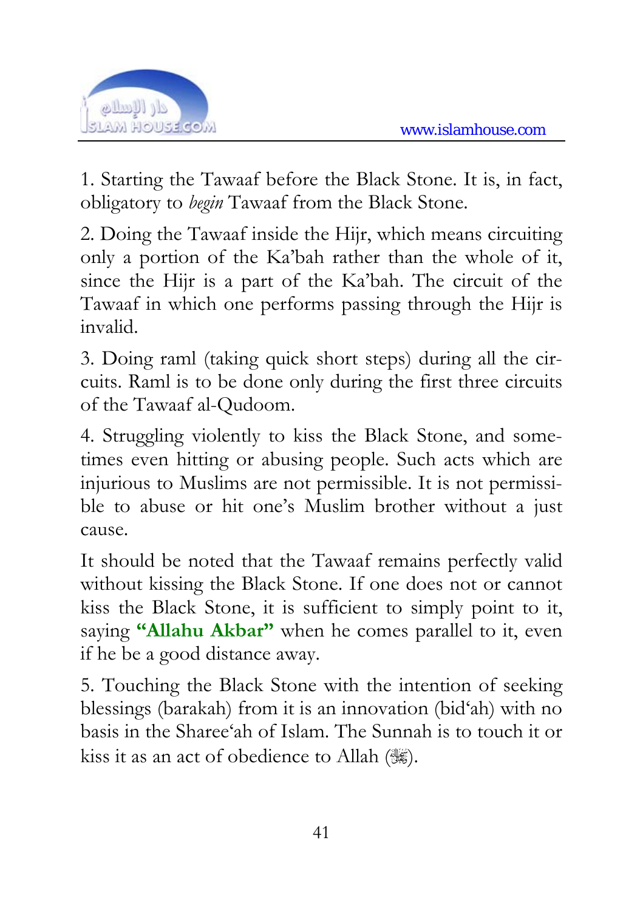1. Starting the Tawaaf before the Black Stone. It is, in fact, obligatory to *begin* Tawaaf from the Black Stone.

2. Doing the Tawaaf inside the Hijr, which means circuiting only a portion of the Ka'bah rather than the whole of it, since the Hijr is a part of the Ka'bah. The circuit of the Tawaaf in which one performs passing through the Hijr is invalid.

3. Doing raml (taking quick short steps) during all the circuits. Raml is to be done only during the first three circuits of the Tawaaf al-Qudoom.

4. Struggling violently to kiss the Black Stone, and sometimes even hitting or abusing people. Such acts which are injurious to Muslims are not permissible. It is not permissible to abuse or hit one's Muslim brother without a just cause.

It should be noted that the Tawaaf remains perfectly valid without kissing the Black Stone. If one does not or cannot kiss the Black Stone, it is sufficient to simply point to it, saying **"Allahu Akbar"** when he comes parallel to it, even if he be a good distance away.

5. Touching the Black Stone with the intention of seeking blessings (barakah) from it is an innovation (bid'ah) with no basis in the Sharee'ah of Islam. The Sunnah is to touch it or kiss it as an act of obedience to Allah (ﷻ).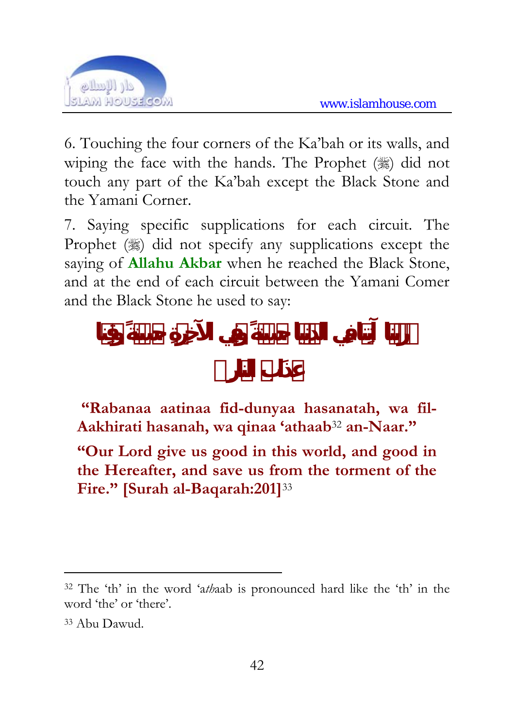6. Touching the four corners of the Ka'bah or its walls, and wiping the face with the hands. The Prophet (ﷺ) did not touch any part of the Ka'bah except the Black Stone and the Yamani Corner.

7. Saying specific supplications for each circuit. The Prophet (ﷺ) did not specify any supplications except the saying of **Allahu Akbar** when he reached the Black Stone, and at the end of each circuit between the Yamani Comer and the Black Stone he used to say:

**﴿رَبَّنَا آتِنَا فِي الدُّنْيَا حَسَنَةً وَفِي الآخِرَةِ حَسَنَةً وَقِنَا عَذَابَ النَّارِ﴾**

**"Rabanaa aatinaa fid-dunyaa hasanatah, wa fil-Aakhirati hasanah, wa qinaa 'athaab[32] an-Naar."**

**"Our Lord give us good in this world, and good in the Hereafter, and save us from the torment of the Fire." [Surah al-Baqarah:201]**[33]

---

[32] The 'th' in the word 'a*th*aab is pronounced hard like the 'th' in the word 'the' or 'there'.

[33] Abu Dawud.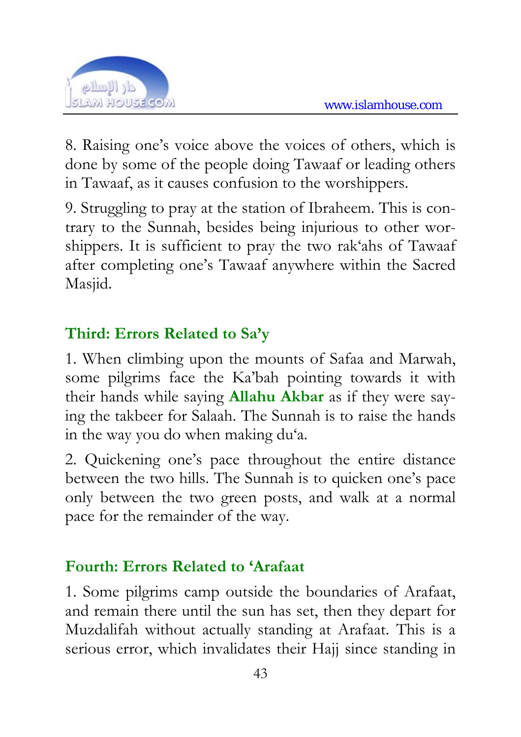8. Raising one's voice above the voices of others, which is done by some of the people doing Tawaaf or leading others in Tawaaf, as it causes confusion to the worshippers.

9. Struggling to pray at the station of Ibraheem. This is contrary to the Sunnah, besides being injurious to other worshippers. It is sufficient to pray the two rak'ahs of Tawaaf after completing one's Tawaaf anywhere within the Sacred Masjid.

## Third: Errors Related to Sa'y

1. When climbing upon the mounts of Safaa and Marwah, some pilgrims face the Ka'bah pointing towards it with their hands while saying **Allahu Akbar** as if they were saying the takbeer for Salaah. The Sunnah is to raise the hands in the way you do when making du'a.

2. Quickening one's pace throughout the entire distance between the two hills. The Sunnah is to quicken one's pace only between the two green posts, and walk at a normal pace for the remainder of the way.

## Fourth: Errors Related to 'Arafaat

1. Some pilgrims camp outside the boundaries of Arafaat, and remain there until the sun has set, then they depart for Muzdalifah without actually standing at Arafaat. This is a serious error, which invalidates their Hajj since standing in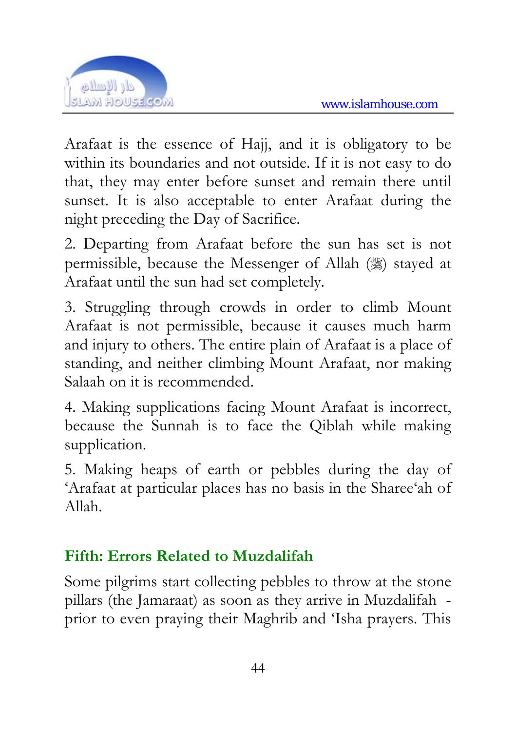Arafaat is the essence of Hajj, and it is obligatory to be within its boundaries and not outside. If it is not easy to do that, they may enter before sunset and remain there until sunset. It is also acceptable to enter Arafaat during the night preceding the Day of Sacrifice.

2. Departing from Arafaat before the sun has set is not permissible, because the Messenger of Allah (ﷺ) stayed at Arafaat until the sun had set completely.

3. Struggling through crowds in order to climb Mount Arafaat is not permissible, because it causes much harm and injury to others. The entire plain of Arafaat is a place of standing, and neither climbing Mount Arafaat, nor making Salaah on it is recommended.

4. Making supplications facing Mount Arafaat is incorrect, because the Sunnah is to face the Qiblah while making supplication.

5. Making heaps of earth or pebbles during the day of 'Arafaat at particular places has no basis in the Sharee'ah of Allah.

## Fifth: Errors Related to Muzdalifah

Some pilgrims start collecting pebbles to throw at the stone pillars (the Jamaraat) as soon as they arrive in Muzdalifah - prior to even praying their Maghrib and 'Isha prayers. This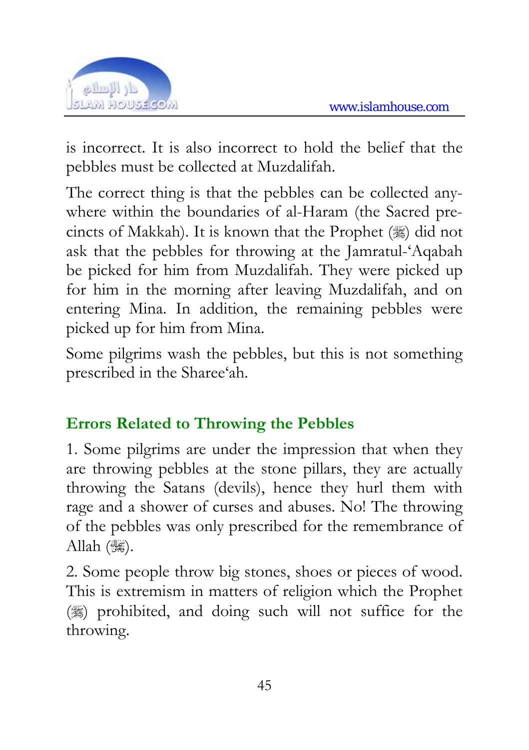is incorrect. It is also incorrect to hold the belief that the pebbles must be collected at Muzdalifah.

The correct thing is that the pebbles can be collected anywhere within the boundaries of al-Haram (the Sacred precincts of Makkah). It is known that the Prophet (ﷺ) did not ask that the pebbles for throwing at the Jamratul-'Aqabah be picked for him from Muzdalifah. They were picked up for him in the morning after leaving Muzdalifah, and on entering Mina. In addition, the remaining pebbles were picked up for him from Mina.

Some pilgrims wash the pebbles, but this is not something prescribed in the Sharee'ah.

## Errors Related to Throwing the Pebbles

1. Some pilgrims are under the impression that when they are throwing pebbles at the stone pillars, they are actually throwing the Satans (devils), hence they hurl them with rage and a shower of curses and abuses. No! The throwing of the pebbles was only prescribed for the remembrance of Allah (ﷻ).

2. Some people throw big stones, shoes or pieces of wood. This is extremism in matters of religion which the Prophet (ﷺ) prohibited, and doing such will not suffice for the throwing.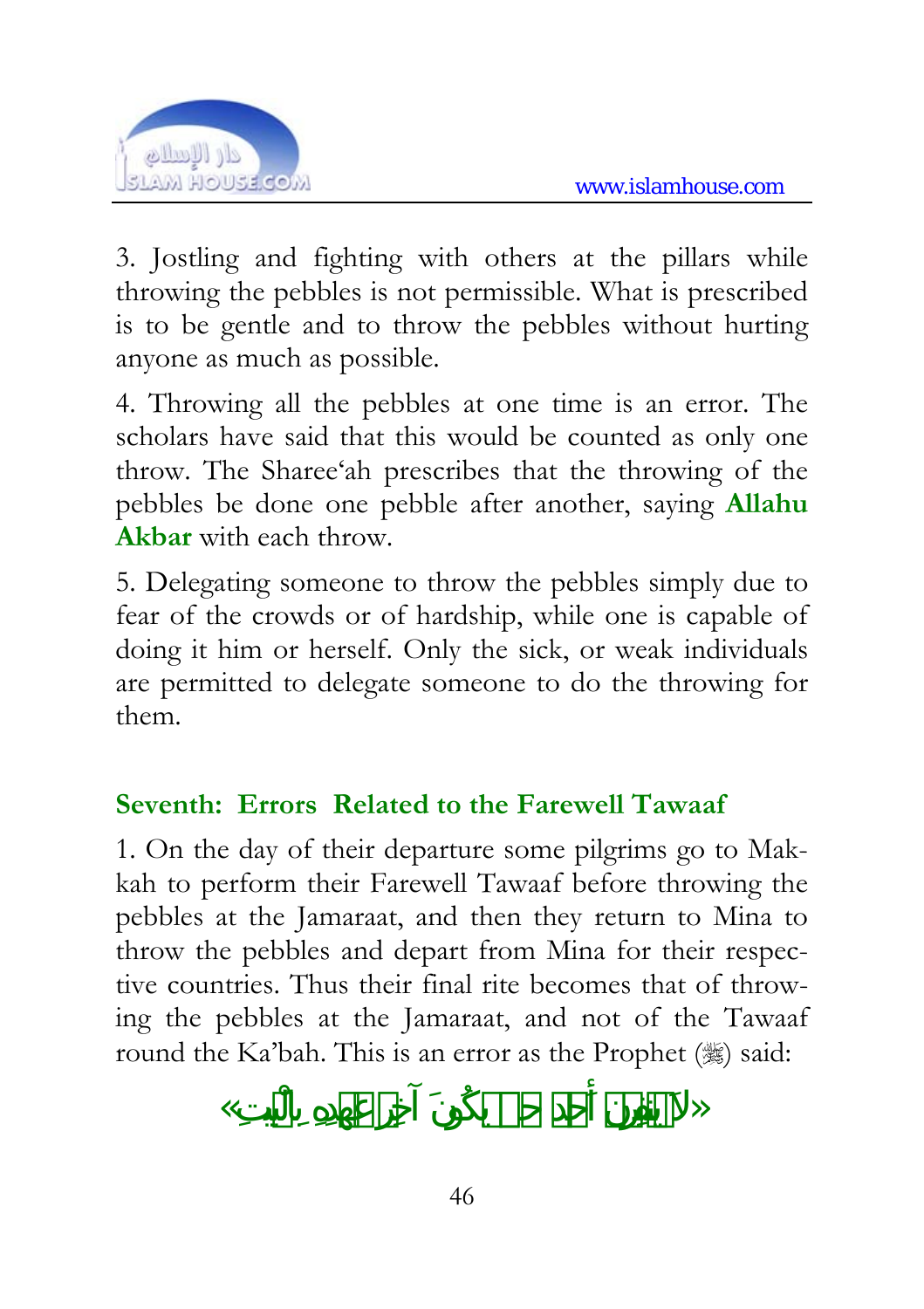3. Jostling and fighting with others at the pillars while throwing the pebbles is not permissible. What is prescribed is to be gentle and to throw the pebbles without hurting anyone as much as possible.

4. Throwing all the pebbles at one time is an error. The scholars have said that this would be counted as only one throw. The Sharee‘ah prescribes that the throwing of the pebbles be done one pebble after another, saying **Allahu Akbar** with each throw.

5. Delegating someone to throw the pebbles simply due to fear of the crowds or of hardship, while one is capable of doing it him or herself. Only the sick, or weak individuals are permitted to delegate someone to do the throwing for them.

## Seventh: Errors Related to the Farewell Tawaaf

1. On the day of their departure some pilgrims go to Makkah to perform their Farewell Tawaaf before throwing the pebbles at the Jamaraat, and then they return to Mina to throw the pebbles and depart from Mina for their respective countries. Thus their final rite becomes that of throwing the pebbles at the Jamaraat, and not of the Tawaaf round the Ka’bah. This is an error as the Prophet (ﷺ) said:

«لَا يَنْفِرَنَّ أَحَدٌ حَتَّى يَكُونَ آخِرُ عَهْدِهِ بِالْبَيْتِ»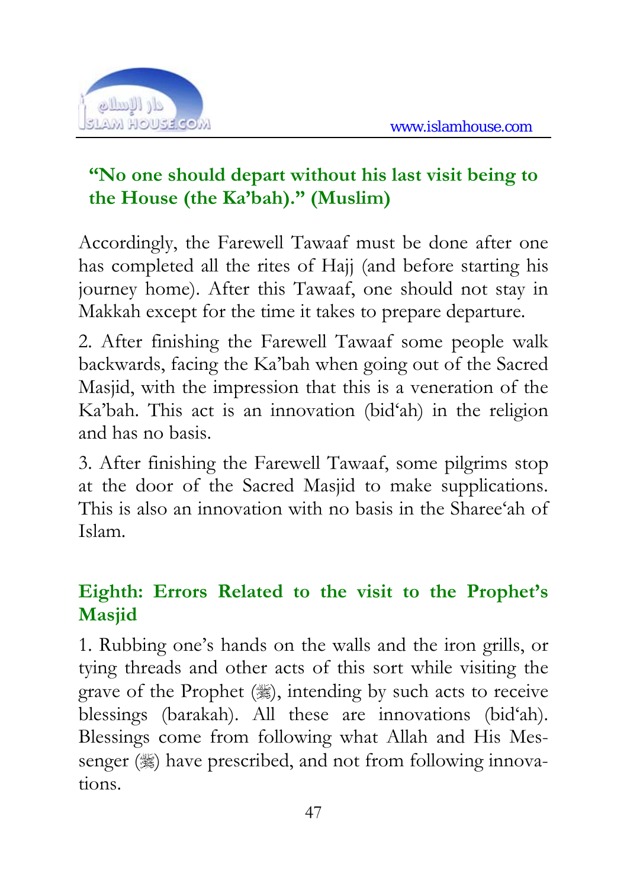**“No one should depart without his last visit being to the House (the Ka’bah).” (Muslim)**

Accordingly, the Farewell Tawaaf must be done after one has completed all the rites of Hajj (and before starting his journey home). After this Tawaaf, one should not stay in Makkah except for the time it takes to prepare departure.

2. After finishing the Farewell Tawaaf some people walk backwards, facing the Ka’bah when going out of the Sacred Masjid, with the impression that this is a veneration of the Ka’bah. This act is an innovation (bid‘ah) in the religion and has no basis.

3. After finishing the Farewell Tawaaf, some pilgrims stop at the door of the Sacred Masjid to make supplications. This is also an innovation with no basis in the Sharee‘ah of Islam.

## Eighth: Errors Related to the visit to the Prophet’s Masjid

1. Rubbing one’s hands on the walls and the iron grills, or tying threads and other acts of this sort while visiting the grave of the Prophet (ﷺ), intending by such acts to receive blessings (barakah). All these are innovations (bid‘ah). Blessings come from following what Allah and His Messenger (ﷺ) have prescribed, and not from following innovations.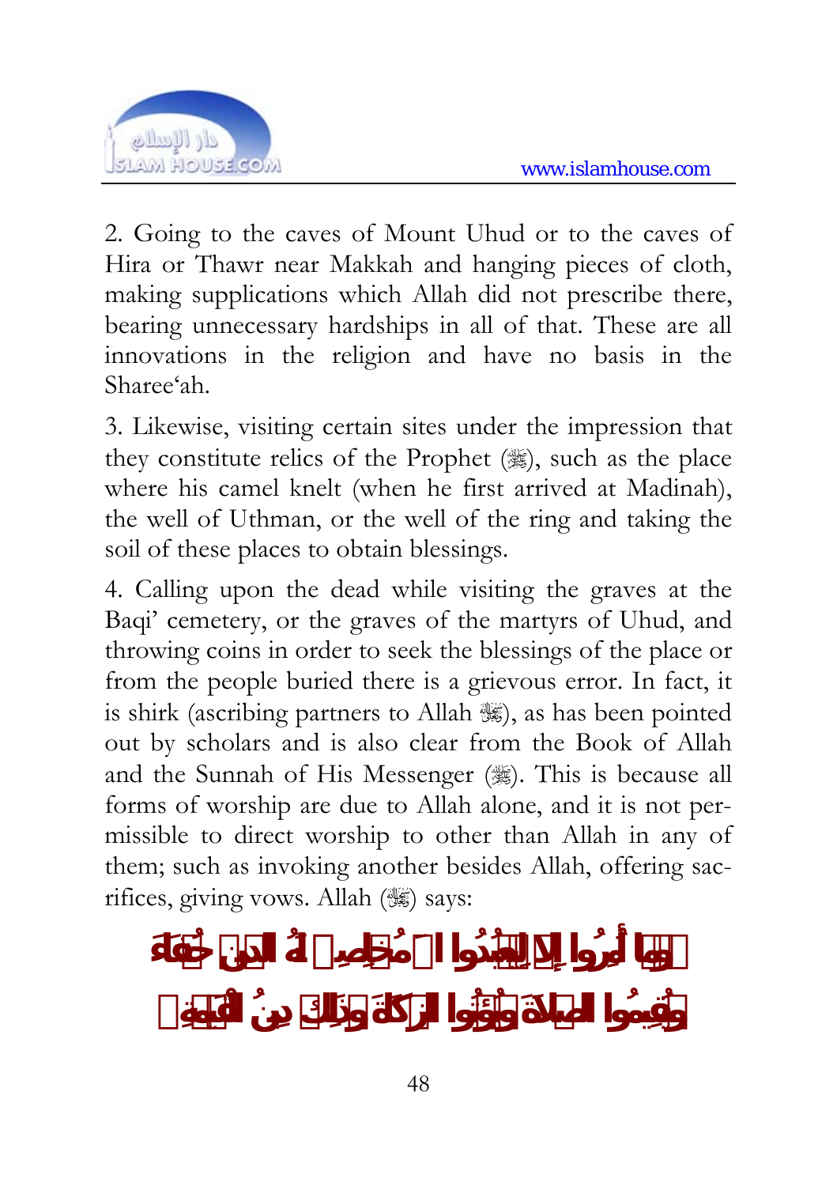2. Going to the caves of Mount Uhud or to the caves of Hira or Thawr near Makkah and hanging pieces of cloth, making supplications which Allah did not prescribe there, bearing unnecessary hardships in all of that. These are all innovations in the religion and have no basis in the Sharee'ah.

3. Likewise, visiting certain sites under the impression that they constitute relics of the Prophet (ﷺ), such as the place where his camel knelt (when he first arrived at Madinah), the well of Uthman, or the well of the ring and taking the soil of these places to obtain blessings.

4. Calling upon the dead while visiting the graves at the Baqi' cemetery, or the graves of the martyrs of Uhud, and throwing coins in order to seek the blessings of the place or from the people buried there is a grievous error. In fact, it is shirk (ascribing partners to Allah ﷻ), as has been pointed out by scholars and is also clear from the Book of Allah and the Sunnah of His Messenger (ﷺ). This is because all forms of worship are due to Allah alone, and it is not permissible to direct worship to other than Allah in any of them; such as invoking another besides Allah, offering sacrifices, giving vows. Allah (ﷻ) says:

**﴿وَمَا أُمِرُوا إِلَّا لِيَعْبُدُوا اللَّهَ مُخْلِصِينَ لَهُ الدِّينَ حُنَفَاءَ وَيُقِيمُوا الصَّلَاةَ وَيُؤْتُوا الزَّكَاةَ وَذَلِكَ دِينُ الْقَيِّمَةِ﴾**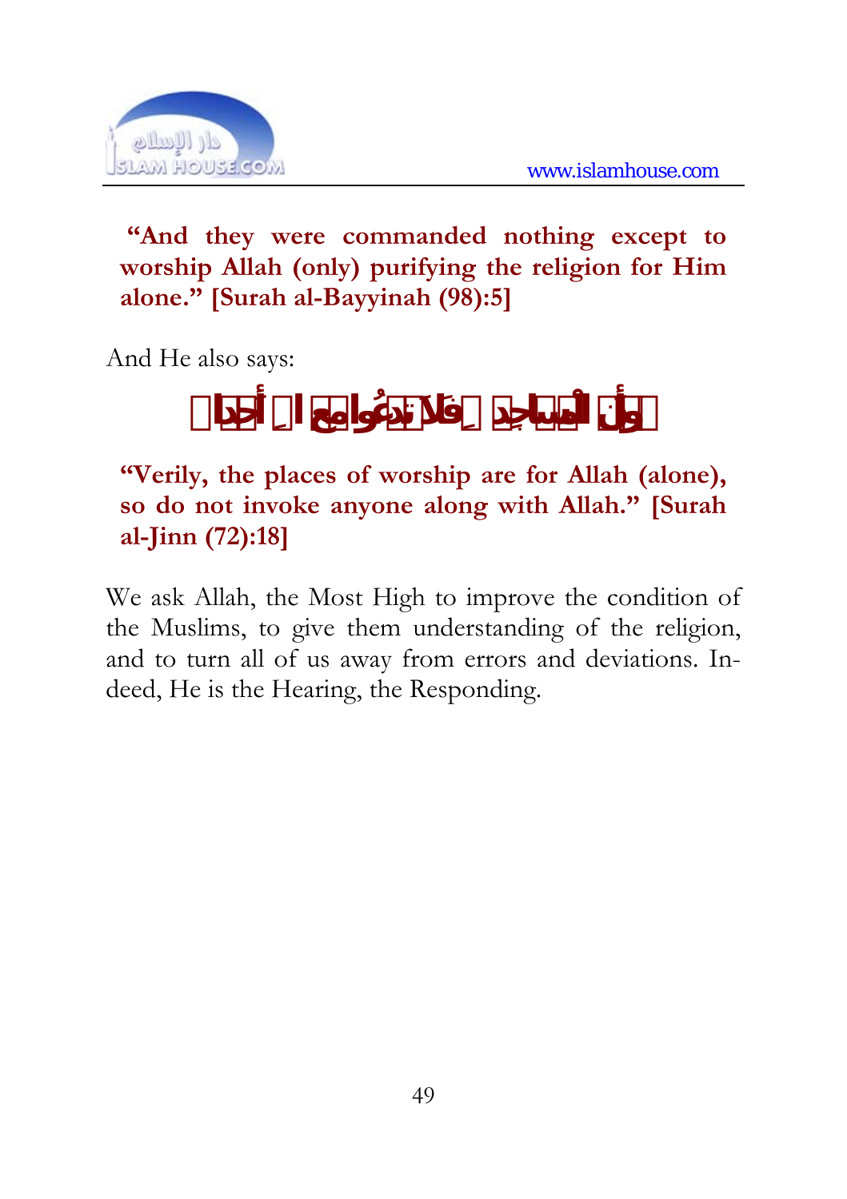**“And they were commanded nothing except to worship Allah (only) purifying the religion for Him alone.” [Surah al-Bayyinah (98):5]**

And He also says:

﴿وَأَنَّ الْمَسَاجِدَ لِلَّهِ فَلَا تَدْعُوا مَعَ اللَّهِ أَحَدًا﴾

**“Verily, the places of worship are for Allah (alone), so do not invoke anyone along with Allah.” [Surah al-Jinn (72):18]**

We ask Allah, the Most High to improve the condition of the Muslims, to give them understanding of the religion, and to turn all of us away from errors and deviations. Indeed, He is the Hearing, the Responding.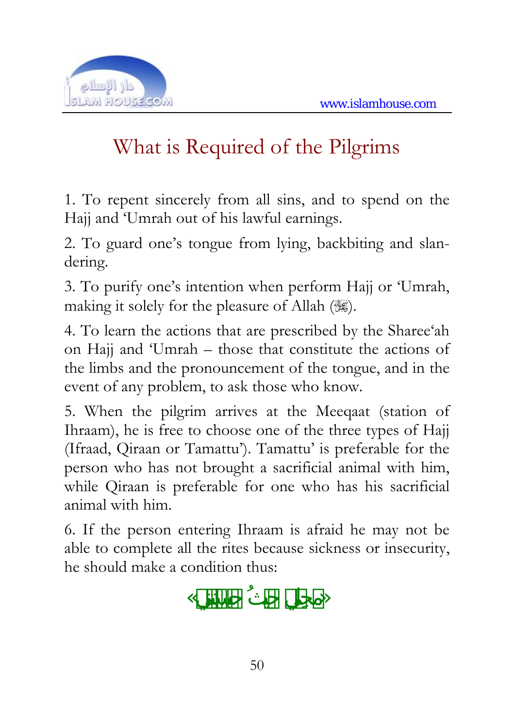# What is Required of the Pilgrims

1. To repent sincerely from all sins, and to spend on the Hajj and 'Umrah out of his lawful earnings.

2. To guard one's tongue from lying, backbiting and slandering.

3. To purify one's intention when perform Hajj or 'Umrah, making it solely for the pleasure of Allah (سبحانه وتعالى).

4. To learn the actions that are prescribed by the Sharee'ah on Hajj and 'Umrah – those that constitute the actions of the limbs and the pronouncement of the tongue, and in the event of any problem, to ask those who know.

5. When the pilgrim arrives at the Meeqaat (station of Ihraam), he is free to choose one of the three types of Hajj (Ifraad, Qiraan or Tamattu'). Tamattu' is preferable for the person who has not brought a sacrificial animal with him, while Qiraan is preferable for one who has his sacrificial animal with him.

6. If the person entering Ihraam is afraid he may not be able to complete all the rites because sickness or insecurity, he should make a condition thus:

«مَحِلِّي حَيْثُ حَبَسْتَنِي»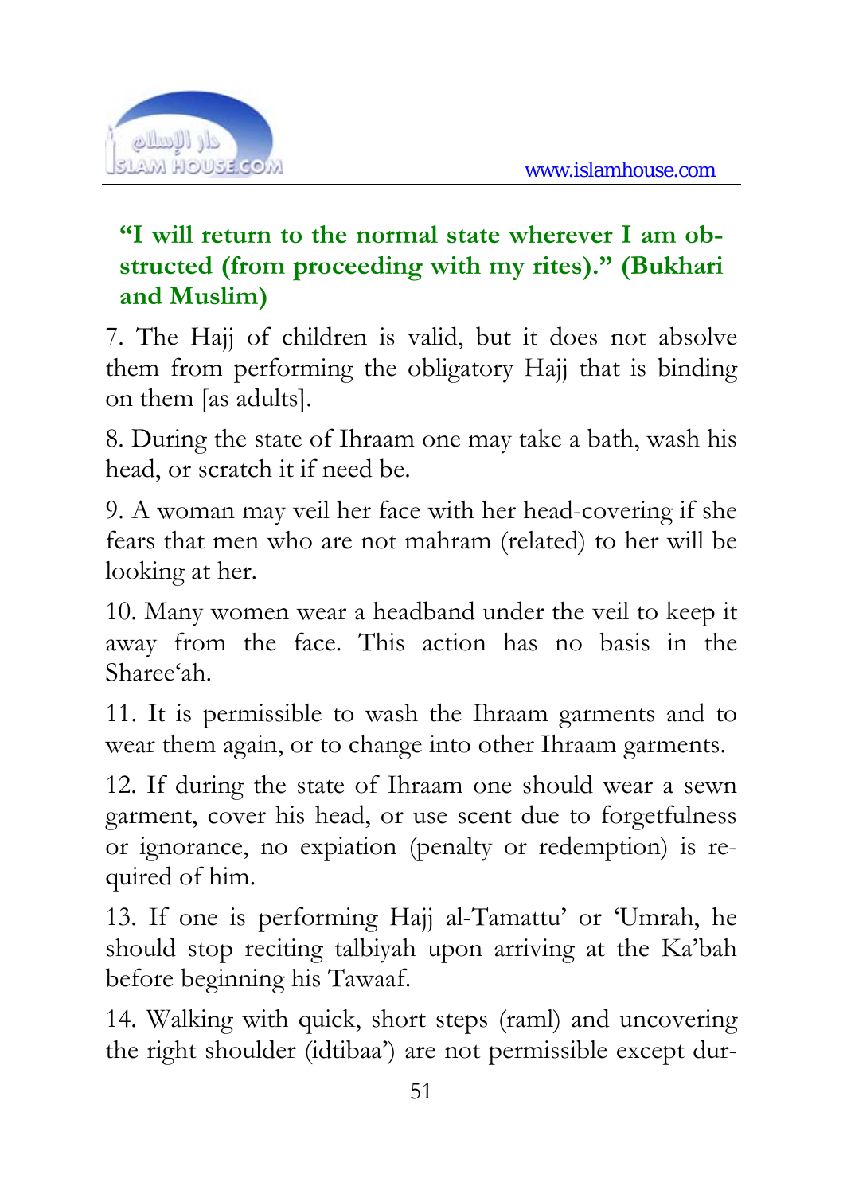**“I will return to the normal state wherever I am obstructed (from proceeding with my rites).” (Bukhari and Muslim)**

7. The Hajj of children is valid, but it does not absolve them from performing the obligatory Hajj that is binding on them [as adults].

8. During the state of Ihraam one may take a bath, wash his head, or scratch it if need be.

9. A woman may veil her face with her head-covering if she fears that men who are not mahram (related) to her will be looking at her.

10. Many women wear a headband under the veil to keep it away from the face. This action has no basis in the Sharee‘ah.

11. It is permissible to wash the Ihraam garments and to wear them again, or to change into other Ihraam garments.

12. If during the state of Ihraam one should wear a sewn garment, cover his head, or use scent due to forgetfulness or ignorance, no expiation (penalty or redemption) is required of him.

13. If one is performing Hajj al-Tamattu’ or ‘Umrah, he should stop reciting talbiyah upon arriving at the Ka’bah before beginning his Tawaaf.

14. Walking with quick, short steps (raml) and uncovering the right shoulder (idtibaa’) are not permissible except dur-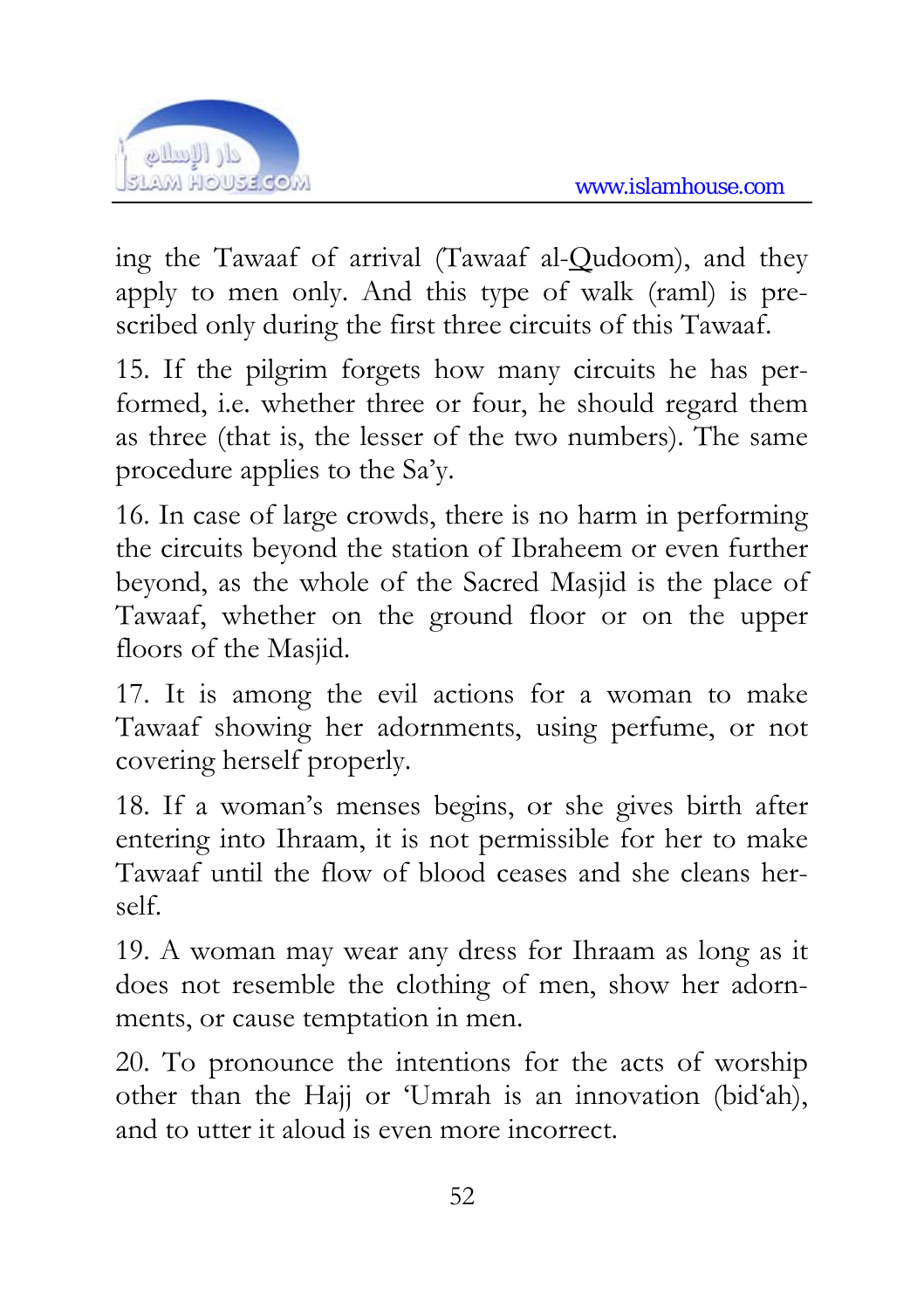ing the Tawaaf of arrival (Tawaaf al-Qudoom), and they apply to men only. And this type of walk (raml) is prescribed only during the first three circuits of this Tawaaf.

15. If the pilgrim forgets how many circuits he has performed, i.e. whether three or four, he should regard them as three (that is, the lesser of the two numbers). The same procedure applies to the Sa'y.

16. In case of large crowds, there is no harm in performing the circuits beyond the station of Ibraheem or even further beyond, as the whole of the Sacred Masjid is the place of Tawaaf, whether on the ground floor or on the upper floors of the Masjid.

17. It is among the evil actions for a woman to make Tawaaf showing her adornments, using perfume, or not covering herself properly.

18. If a woman's menses begins, or she gives birth after entering into Ihraam, it is not permissible for her to make Tawaaf until the flow of blood ceases and she cleans herself.

19. A woman may wear any dress for Ihraam as long as it does not resemble the clothing of men, show her adornments, or cause temptation in men.

20. To pronounce the intentions for the acts of worship other than the Hajj or 'Umrah is an innovation (bid'ah), and to utter it aloud is even more incorrect.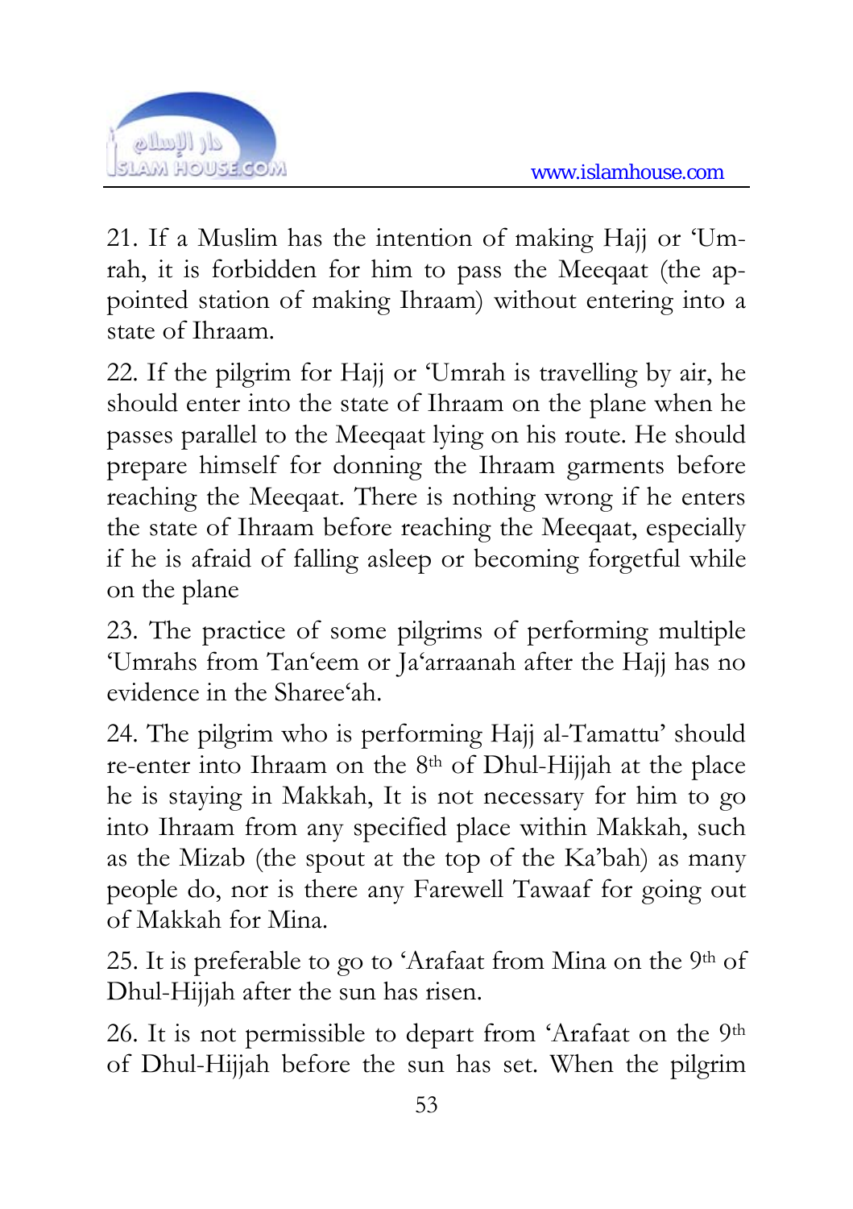21. If a Muslim has the intention of making Hajj or ‘Umrah, it is forbidden for him to pass the Meeqaat (the appointed station of making Ihraam) without entering into a state of Ihraam.

22. If the pilgrim for Hajj or ‘Umrah is travelling by air, he should enter into the state of Ihraam on the plane when he passes parallel to the Meeqaat lying on his route. He should prepare himself for donning the Ihraam garments before reaching the Meeqaat. There is nothing wrong if he enters the state of Ihraam before reaching the Meeqaat, especially if he is afraid of falling asleep or becoming forgetful while on the plane

23. The practice of some pilgrims of performing multiple ‘Umrahs from Tan‘eem or Ja‘arraanah after the Hajj has no evidence in the Sharee‘ah.

24. The pilgrim who is performing Hajj al-Tamattu’ should re-enter into Ihraam on the 8th of Dhul-Hijjah at the place he is staying in Makkah, It is not necessary for him to go into Ihraam from any specified place within Makkah, such as the Mizab (the spout at the top of the Ka’bah) as many people do, nor is there any Farewell Tawaaf for going out of Makkah for Mina.

25. It is preferable to go to ‘Arafaat from Mina on the 9th of Dhul-Hijjah after the sun has risen.

26. It is not permissible to depart from ‘Arafaat on the 9th of Dhul-Hijjah before the sun has set. When the pilgrim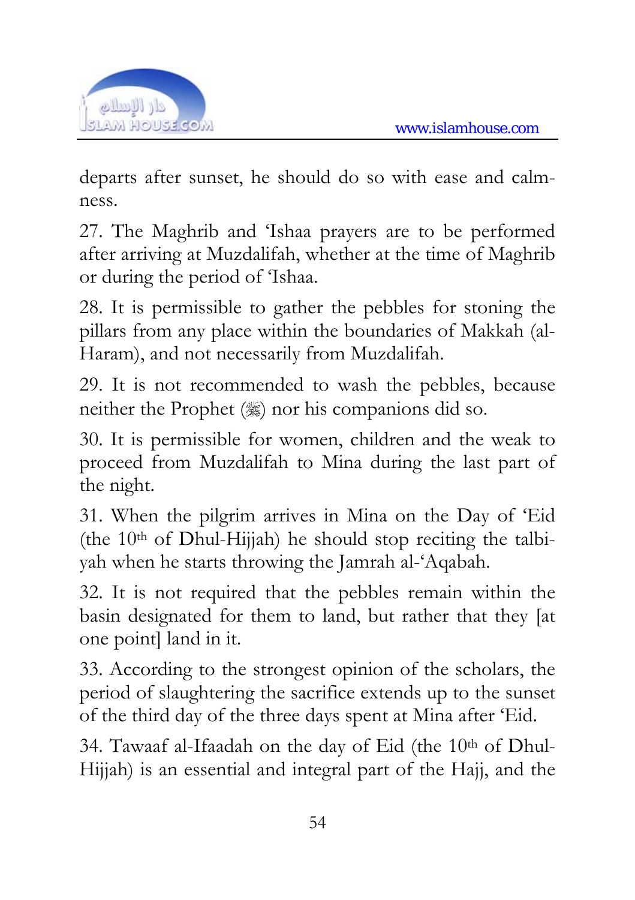departs after sunset, he should do so with ease and calmness.

27. The Maghrib and 'Ishaa prayers are to be performed after arriving at Muzdalifah, whether at the time of Maghrib or during the period of 'Ishaa.

28. It is permissible to gather the pebbles for stoning the pillars from any place within the boundaries of Makkah (al-Haram), and not necessarily from Muzdalifah.

29. It is not recommended to wash the pebbles, because neither the Prophet (ﷺ) nor his companions did so.

30. It is permissible for women, children and the weak to proceed from Muzdalifah to Mina during the last part of the night.

31. When the pilgrim arrives in Mina on the Day of 'Eid (the 10th of Dhul-Hijjah) he should stop reciting the talbiyah when he starts throwing the Jamrah al-'Aqabah.

32. It is not required that the pebbles remain within the basin designated for them to land, but rather that they [at one point] land in it.

33. According to the strongest opinion of the scholars, the period of slaughtering the sacrifice extends up to the sunset of the third day of the three days spent at Mina after 'Eid.

34. Tawaaf al-Ifaadah on the day of Eid (the 10th of Dhul-Hijjah) is an essential and integral part of the Hajj, and the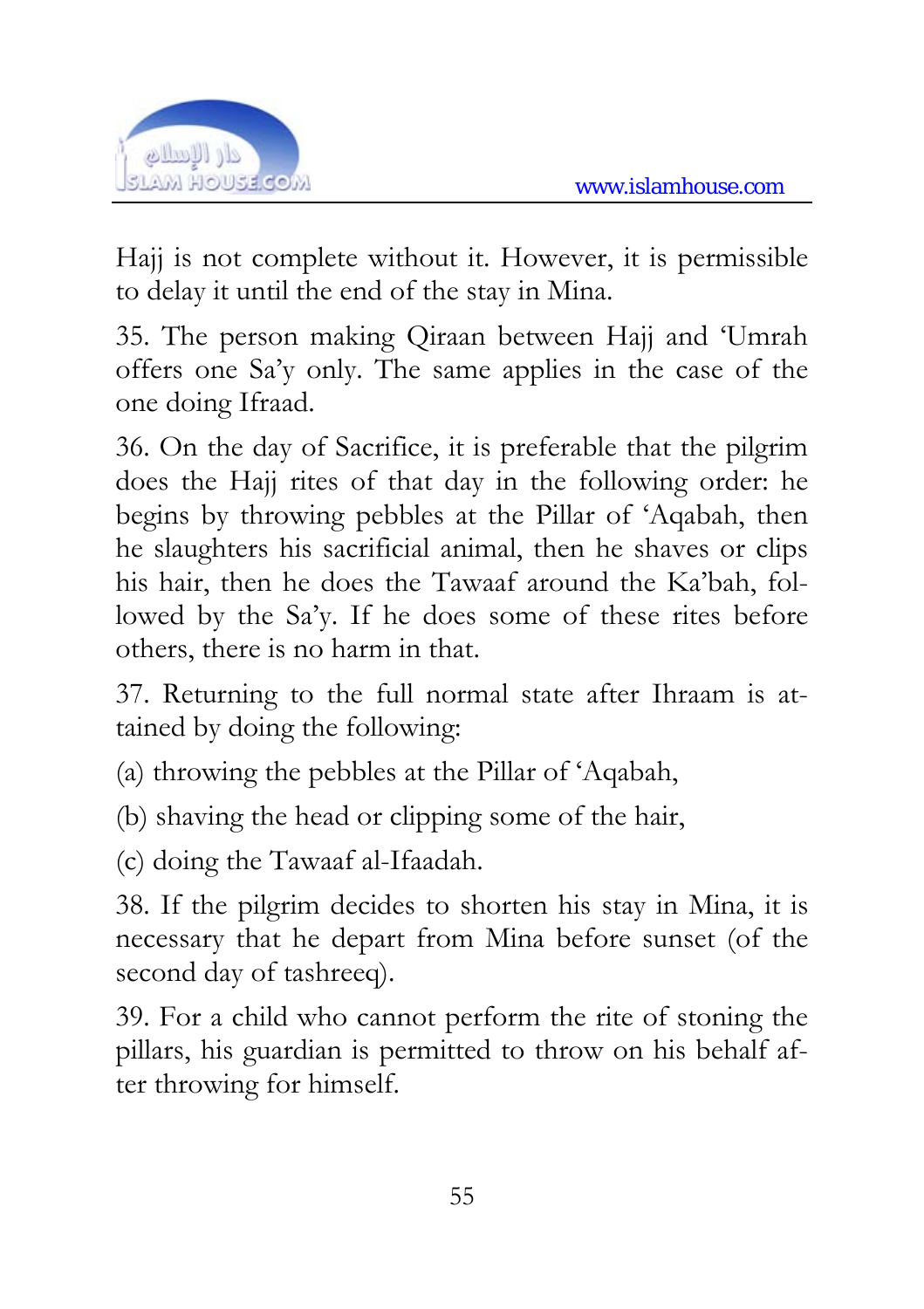Hajj is not complete without it. However, it is permissible to delay it until the end of the stay in Mina.

35. The person making Qiraan between Hajj and 'Umrah offers one Sa'y only. The same applies in the case of the one doing Ifraad.

36. On the day of Sacrifice, it is preferable that the pilgrim does the Hajj rites of that day in the following order: he begins by throwing pebbles at the Pillar of 'Aqabah, then he slaughters his sacrificial animal, then he shaves or clips his hair, then he does the Tawaaf around the Ka'bah, followed by the Sa'y. If he does some of these rites before others, there is no harm in that.

37. Returning to the full normal state after Ihraam is attained by doing the following:

(a) throwing the pebbles at the Pillar of 'Aqabah,

(b) shaving the head or clipping some of the hair,

(c) doing the Tawaaf al-Ifaadah.

38. If the pilgrim decides to shorten his stay in Mina, it is necessary that he depart from Mina before sunset (of the second day of tashreeq).

39. For a child who cannot perform the rite of stoning the pillars, his guardian is permitted to throw on his behalf after throwing for himself.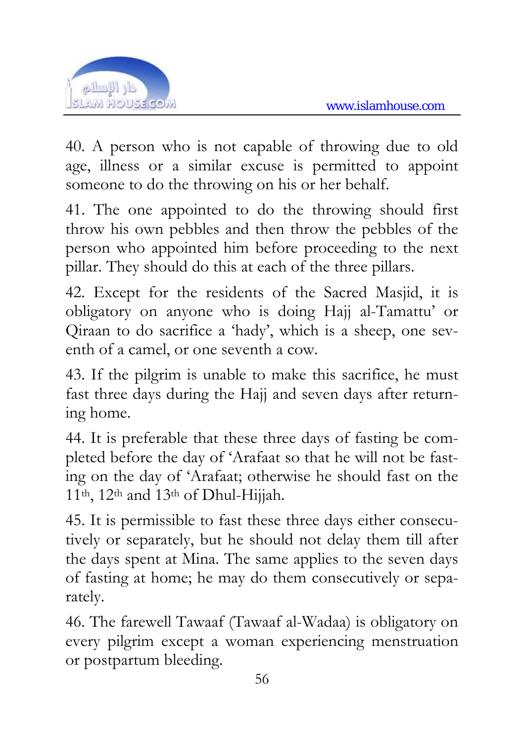40. A person who is not capable of throwing due to old age, illness or a similar excuse is permitted to appoint someone to do the throwing on his or her behalf.

41. The one appointed to do the throwing should first throw his own pebbles and then throw the pebbles of the person who appointed him before proceeding to the next pillar. They should do this at each of the three pillars.

42. Except for the residents of the Sacred Masjid, it is obligatory on anyone who is doing Hajj al-Tamattu' or Qiraan to do sacrifice a 'hady', which is a sheep, one seventh of a camel, or one seventh a cow.

43. If the pilgrim is unable to make this sacrifice, he must fast three days during the Hajj and seven days after returning home.

44. It is preferable that these three days of fasting be completed before the day of 'Arafaat so that he will not be fasting on the day of 'Arafaat; otherwise he should fast on the 11th, 12th and 13th of Dhul-Hijjah.

45. It is permissible to fast these three days either consecutively or separately, but he should not delay them till after the days spent at Mina. The same applies to the seven days of fasting at home; he may do them consecutively or separately.

46. The farewell Tawaaf (Tawaaf al-Wadaa) is obligatory on every pilgrim except a woman experiencing menstruation or postpartum bleeding.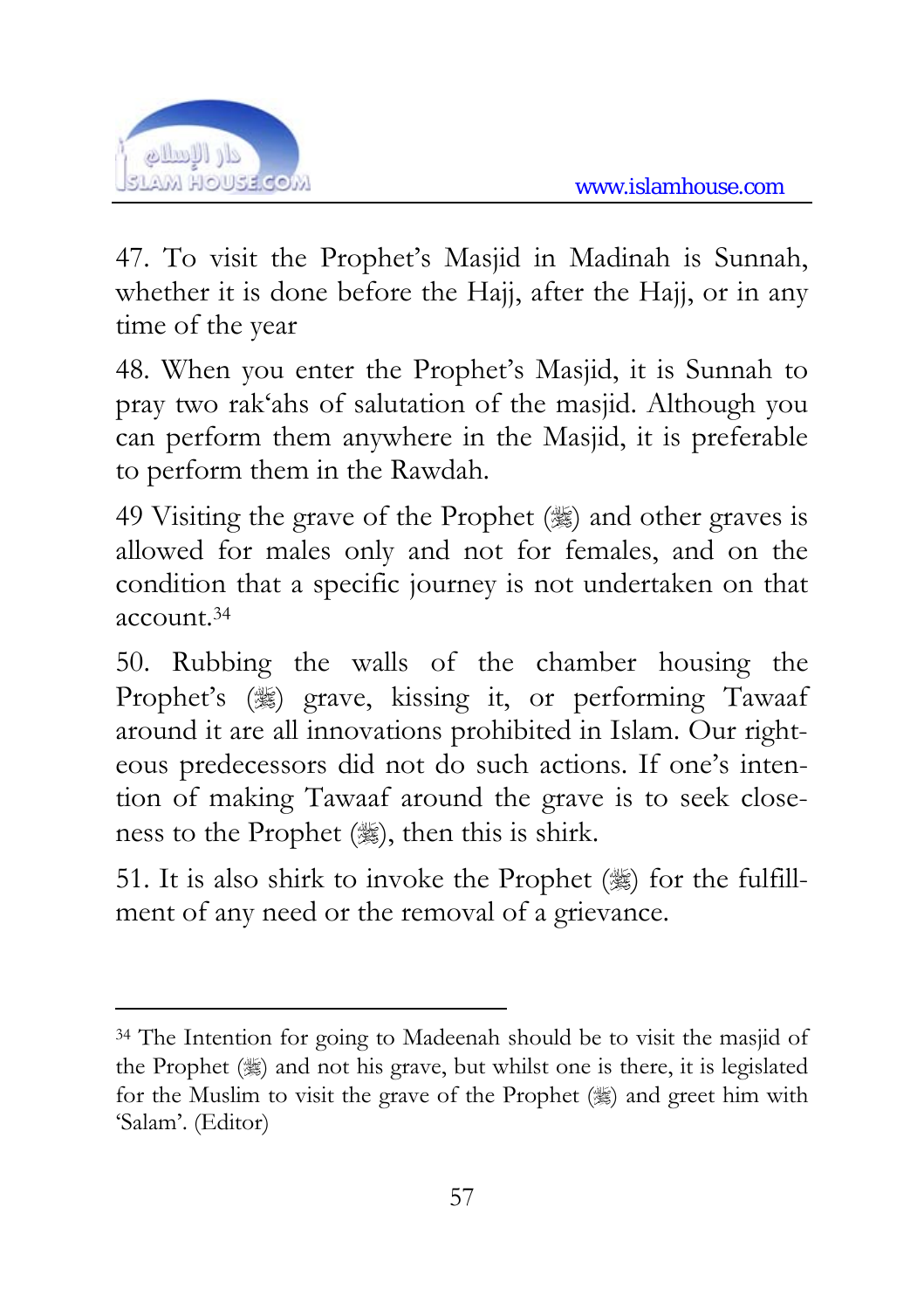47. To visit the Prophet's Masjid in Madinah is Sunnah, whether it is done before the Hajj, after the Hajj, or in any time of the year

48. When you enter the Prophet's Masjid, it is Sunnah to pray two rak'ahs of salutation of the masjid. Although you can perform them anywhere in the Masjid, it is preferable to perform them in the Rawdah.

49 Visiting the grave of the Prophet (ﷺ) and other graves is allowed for males only and not for females, and on the condition that a specific journey is not undertaken on that account.[34]

50. Rubbing the walls of the chamber housing the Prophet's (ﷺ) grave, kissing it, or performing Tawaaf around it are all innovations prohibited in Islam. Our righteous predecessors did not do such actions. If one's intention of making Tawaaf around the grave is to seek closeness to the Prophet (ﷺ), then this is shirk.

51. It is also shirk to invoke the Prophet (ﷺ) for the fulfillment of any need or the removal of a grievance.

---

[34] The Intention for going to Madeenah should be to visit the masjid of the Prophet (ﷺ) and not his grave, but whilst one is there, it is legislated for the Muslim to visit the grave of the Prophet (ﷺ) and greet him with 'Salam'. (Editor)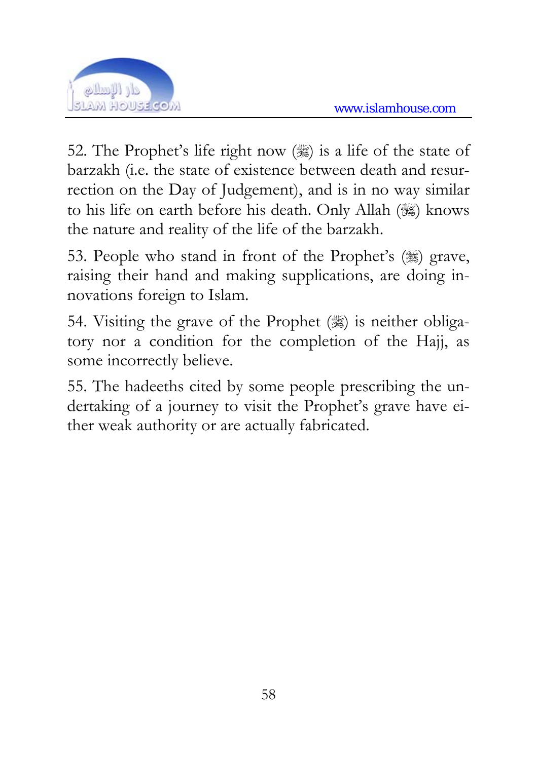52. The Prophet's life right now (ﷺ) is a life of the state of barzakh (i.e. the state of existence between death and resurrection on the Day of Judgement), and is in no way similar to his life on earth before his death. Only Allah (ﷻ) knows the nature and reality of the life of the barzakh.

53. People who stand in front of the Prophet's (ﷺ) grave, raising their hand and making supplications, are doing innovations foreign to Islam.

54. Visiting the grave of the Prophet (ﷺ) is neither obligatory nor a condition for the completion of the Hajj, as some incorrectly believe.

55. The hadeeths cited by some people prescribing the undertaking of a journey to visit the Prophet's grave have either weak authority or are actually fabricated.